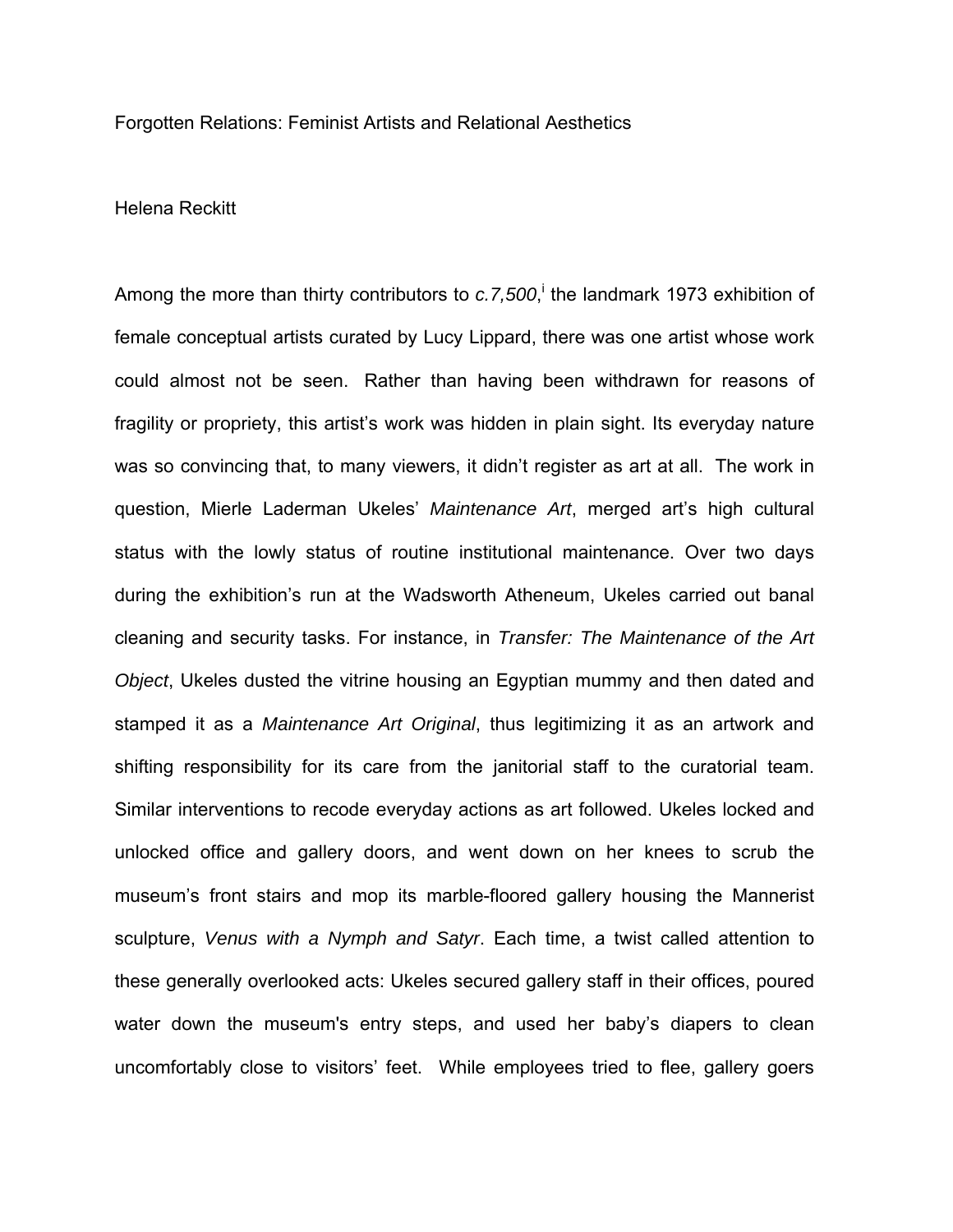# Forgotten Relations: Feminist Artists and Relational Aesthetics

Helena Reckitt

Among the more than thirty contributors to *c.7,500*,[i] the landmark 1973 exhibition of female conceptual artists curated by Lucy Lippard, there was one artist whose work could almost not be seen. Rather than having been withdrawn for reasons of fragility or propriety, this artist's work was hidden in plain sight. Its everyday nature was so convincing that, to many viewers, it didn't register as art at all. The work in question, Mierle Laderman Ukeles' *Maintenance Art*, merged art's high cultural status with the lowly status of routine institutional maintenance. Over two days during the exhibition's run at the Wadsworth Atheneum, Ukeles carried out banal cleaning and security tasks. For instance, in *Transfer: The Maintenance of the Art Object*, Ukeles dusted the vitrine housing an Egyptian mummy and then dated and stamped it as a *Maintenance Art Original*, thus legitimizing it as an artwork and shifting responsibility for its care from the janitorial staff to the curatorial team. Similar interventions to recode everyday actions as art followed. Ukeles locked and unlocked office and gallery doors, and went down on her knees to scrub the museum's front stairs and mop its marble-floored gallery housing the Mannerist sculpture, *Venus with a Nymph and Satyr*. Each time, a twist called attention to these generally overlooked acts: Ukeles secured gallery staff in their offices, poured water down the museum's entry steps, and used her baby's diapers to clean uncomfortably close to visitors' feet. While employees tried to flee, gallery goers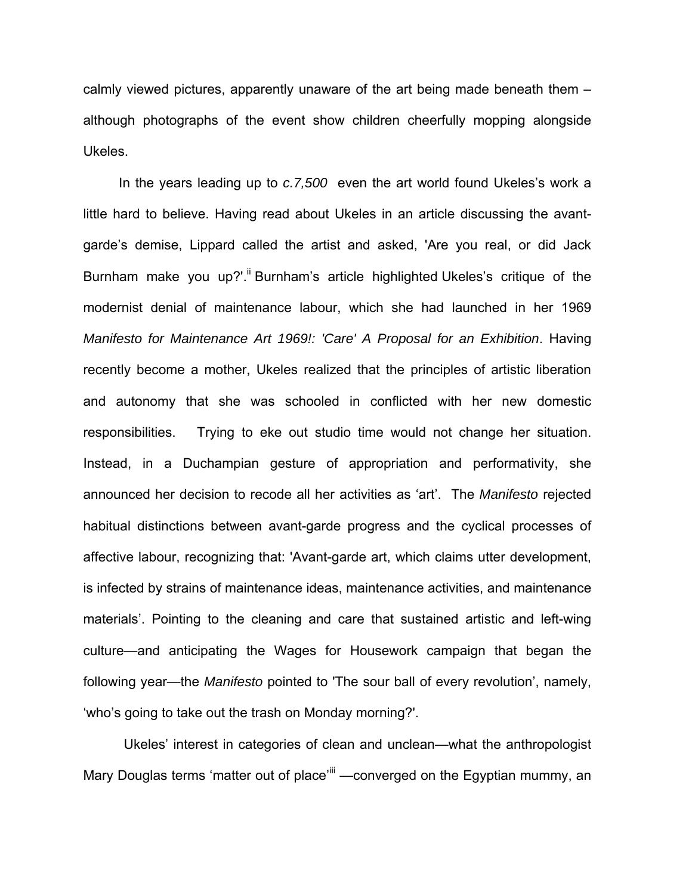calmly viewed pictures, apparently unaware of the art being made beneath them – although photographs of the event show children cheerfully mopping alongside Ukeles.

In the years leading up to *c.7,500* even the art world found Ukeles's work a little hard to believe. Having read about Ukeles in an article discussing the avant-garde's demise, Lippard called the artist and asked, 'Are you real, or did Jack Burnham make you up?'.[ii] Burnham's article highlighted Ukeles's critique of the modernist denial of maintenance labour, which she had launched in her 1969 *Manifesto for Maintenance Art 1969!: 'Care' A Proposal for an Exhibition*. Having recently become a mother, Ukeles realized that the principles of artistic liberation and autonomy that she was schooled in conflicted with her new domestic responsibilities. Trying to eke out studio time would not change her situation. Instead, in a Duchampian gesture of appropriation and performativity, she announced her decision to recode all her activities as 'art'. The *Manifesto* rejected habitual distinctions between avant-garde progress and the cyclical processes of affective labour, recognizing that: 'Avant-garde art, which claims utter development, is infected by strains of maintenance ideas, maintenance activities, and maintenance materials'. Pointing to the cleaning and care that sustained artistic and left-wing culture—and anticipating the Wages for Housework campaign that began the following year—the *Manifesto* pointed to 'The sour ball of every revolution', namely, 'who's going to take out the trash on Monday morning?'.

Ukeles' interest in categories of clean and unclean—what the anthropologist Mary Douglas terms 'matter out of place'[iii] —converged on the Egyptian mummy, an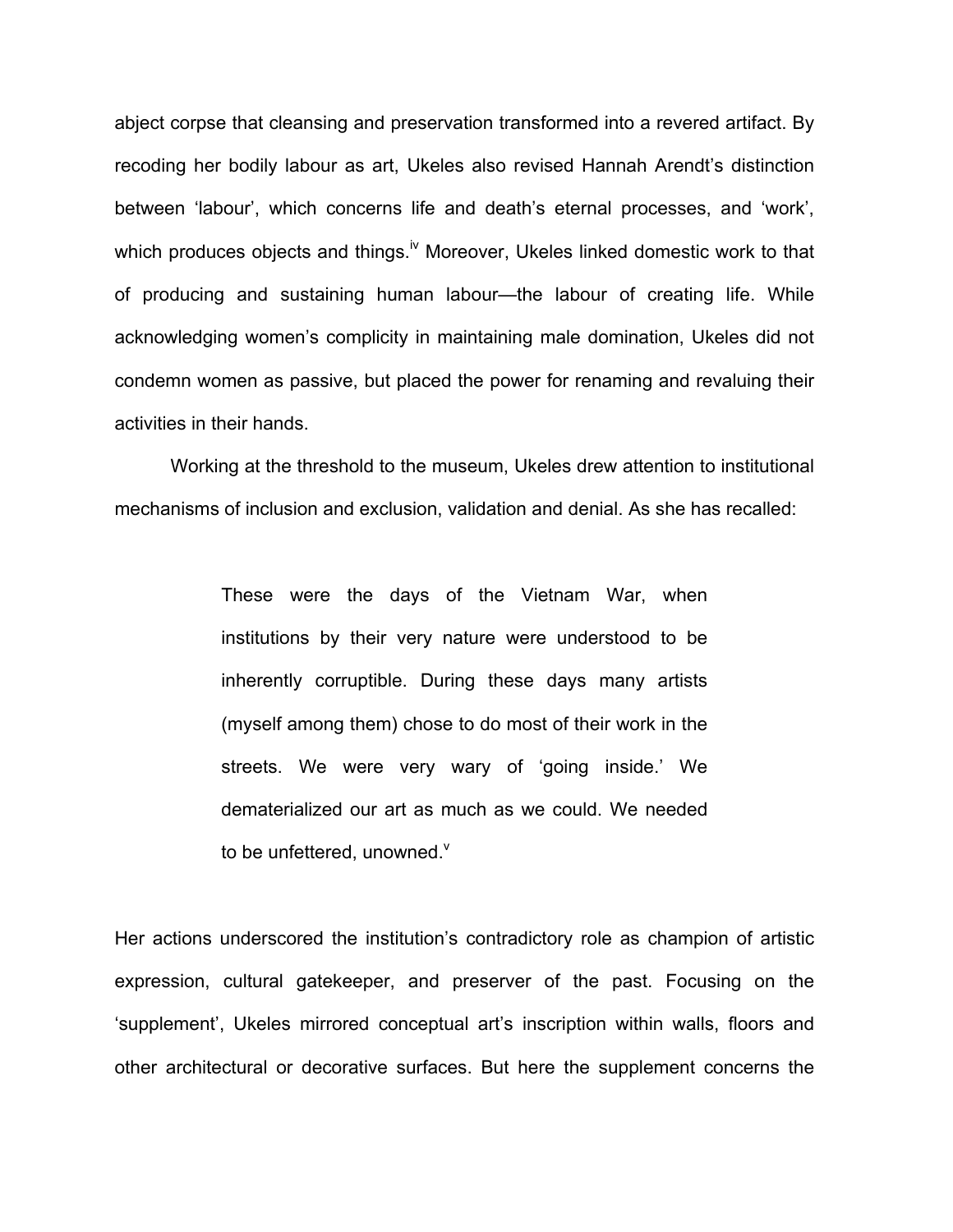abject corpse that cleansing and preservation transformed into a revered artifact. By recoding her bodily labour as art, Ukeles also revised Hannah Arendt's distinction between 'labour', which concerns life and death's eternal processes, and 'work', which produces objects and things.[iv] Moreover, Ukeles linked domestic work to that of producing and sustaining human labour—the labour of creating life. While acknowledging women's complicity in maintaining male domination, Ukeles did not condemn women as passive, but placed the power for renaming and revaluing their activities in their hands.

Working at the threshold to the museum, Ukeles drew attention to institutional mechanisms of inclusion and exclusion, validation and denial. As she has recalled:

> These were the days of the Vietnam War, when institutions by their very nature were understood to be inherently corruptible. During these days many artists (myself among them) chose to do most of their work in the streets. We were very wary of 'going inside.' We dematerialized our art as much as we could. We needed to be unfettered, unowned.[v]

Her actions underscored the institution's contradictory role as champion of artistic expression, cultural gatekeeper, and preserver of the past. Focusing on the 'supplement', Ukeles mirrored conceptual art's inscription within walls, floors and other architectural or decorative surfaces. But here the supplement concerns the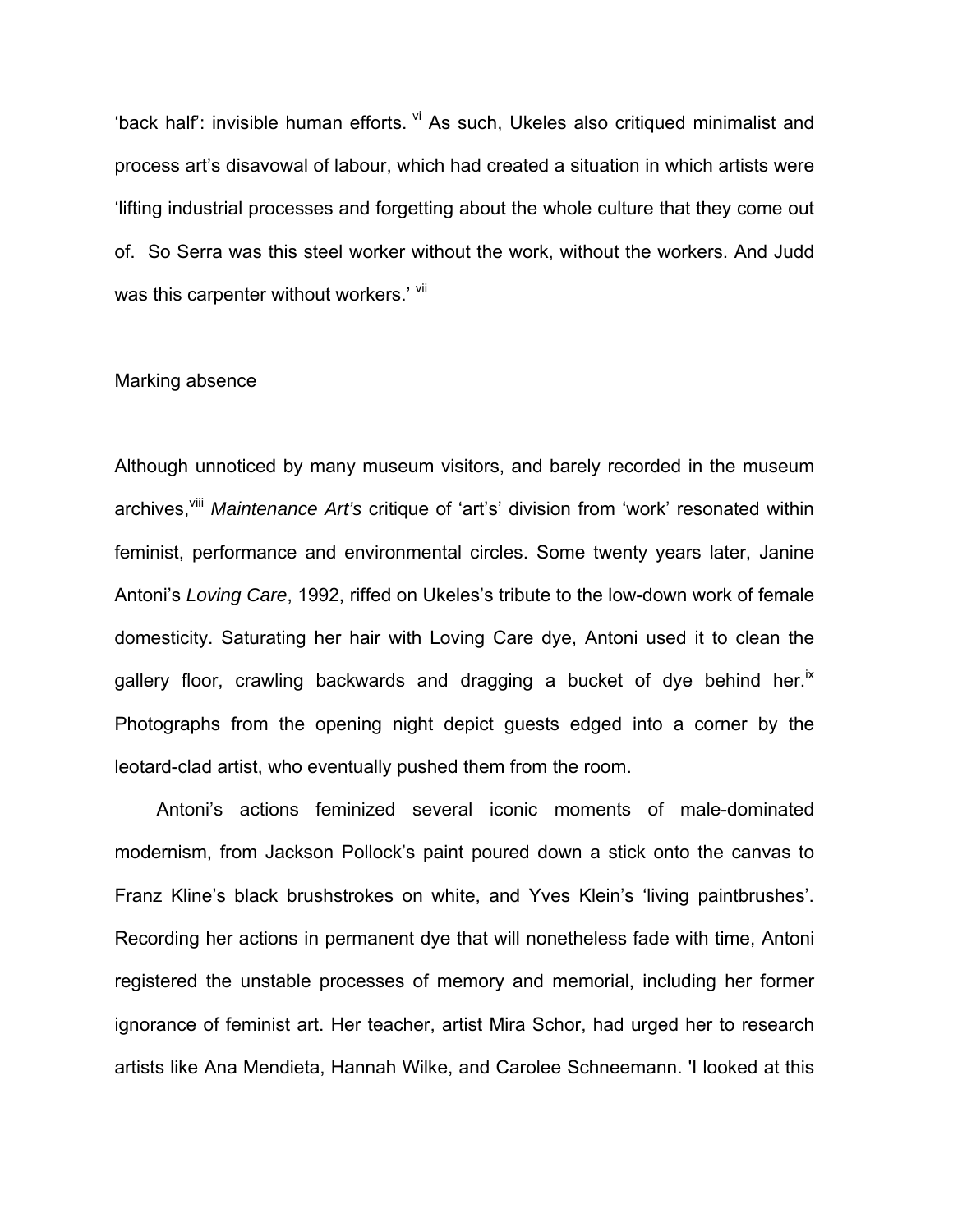'back half': invisible human efforts. [vi] As such, Ukeles also critiqued minimalist and process art's disavowal of labour, which had created a situation in which artists were 'lifting industrial processes and forgetting about the whole culture that they come out of. So Serra was this steel worker without the work, without the workers. And Judd was this carpenter without workers.' [vii]

## Marking absence

Although unnoticed by many museum visitors, and barely recorded in the museum archives,[viii] *Maintenance Art's* critique of 'art's' division from 'work' resonated within feminist, performance and environmental circles. Some twenty years later, Janine Antoni's *Loving Care*, 1992, riffed on Ukeles's tribute to the low-down work of female domesticity. Saturating her hair with Loving Care dye, Antoni used it to clean the gallery floor, crawling backwards and dragging a bucket of dye behind her.[ix] Photographs from the opening night depict guests edged into a corner by the leotard-clad artist, who eventually pushed them from the room.

Antoni's actions feminized several iconic moments of male-dominated modernism, from Jackson Pollock's paint poured down a stick onto the canvas to Franz Kline's black brushstrokes on white, and Yves Klein's 'living paintbrushes'. Recording her actions in permanent dye that will nonetheless fade with time, Antoni registered the unstable processes of memory and memorial, including her former ignorance of feminist art. Her teacher, artist Mira Schor, had urged her to research artists like Ana Mendieta, Hannah Wilke, and Carolee Schneemann. 'I looked at this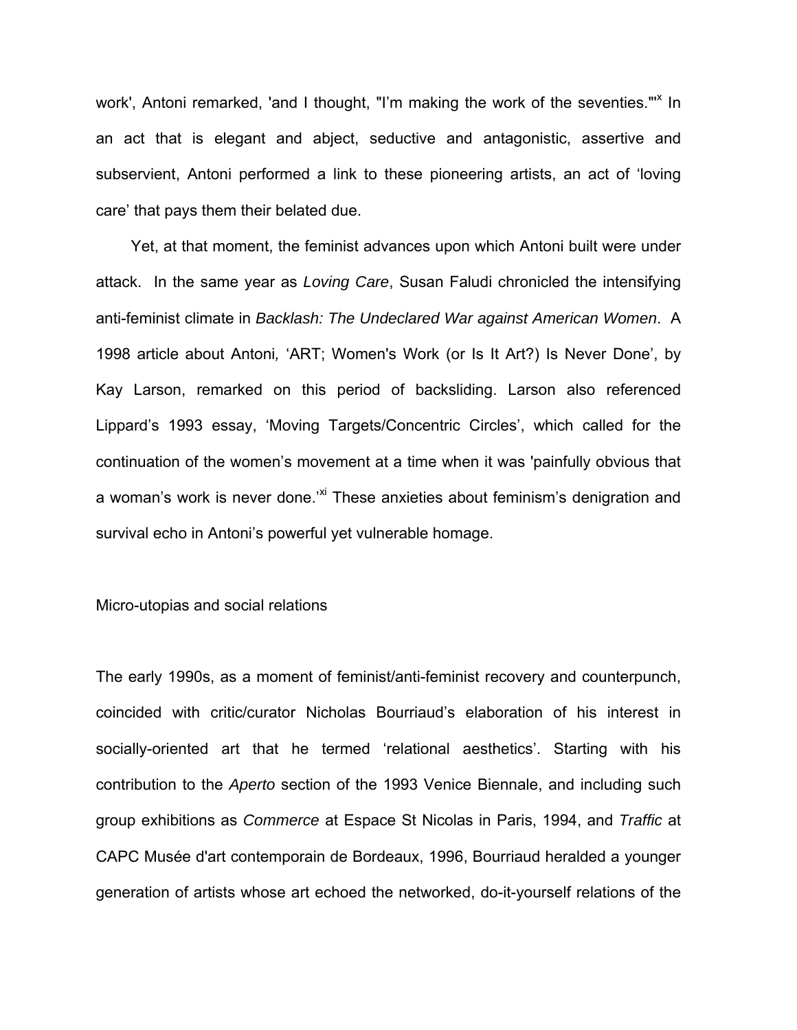work', Antoni remarked, 'and I thought, "I'm making the work of the seventies."'[x] In an act that is elegant and abject, seductive and antagonistic, assertive and subservient, Antoni performed a link to these pioneering artists, an act of 'loving care' that pays them their belated due.

Yet, at that moment, the feminist advances upon which Antoni built were under attack. In the same year as *Loving Care*, Susan Faludi chronicled the intensifying anti-feminist climate in *Backlash: The Undeclared War against American Women*. A 1998 article about Antoni, 'ART; Women's Work (or Is It Art?) Is Never Done', by Kay Larson, remarked on this period of backsliding. Larson also referenced Lippard's 1993 essay, 'Moving Targets/Concentric Circles', which called for the continuation of the women's movement at a time when it was 'painfully obvious that a woman's work is never done.'[xi] These anxieties about feminism's denigration and survival echo in Antoni's powerful yet vulnerable homage.

## Micro-utopias and social relations

The early 1990s, as a moment of feminist/anti-feminist recovery and counterpunch, coincided with critic/curator Nicholas Bourriaud's elaboration of his interest in socially-oriented art that he termed 'relational aesthetics'. Starting with his contribution to the *Aperto* section of the 1993 Venice Biennale, and including such group exhibitions as *Commerce* at Espace St Nicolas in Paris, 1994, and *Traffic* at CAPC Musée d'art contemporain de Bordeaux, 1996, Bourriaud heralded a younger generation of artists whose art echoed the networked, do-it-yourself relations of the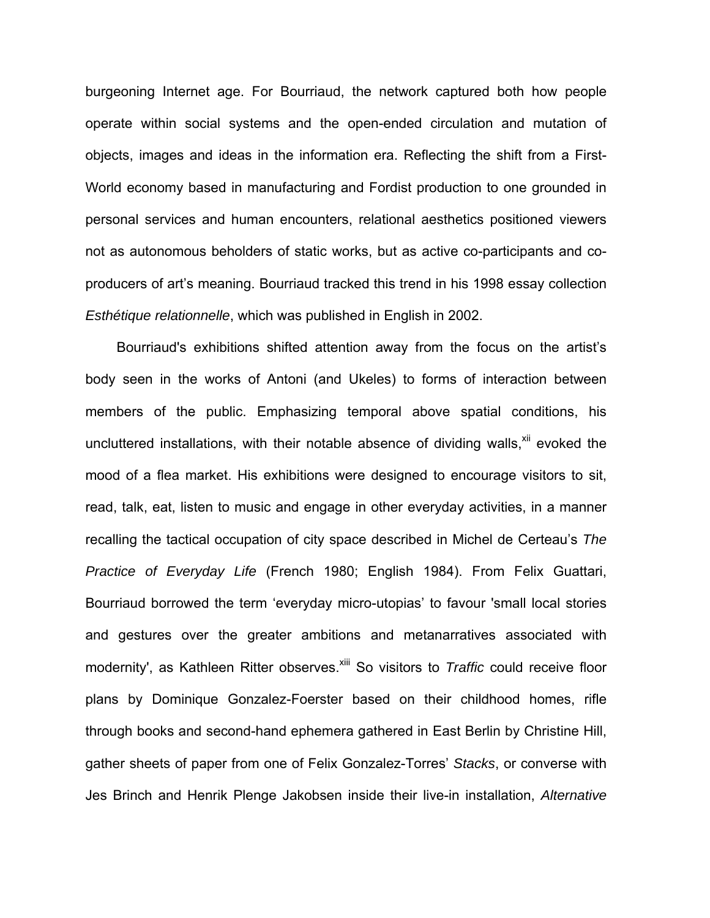burgeoning Internet age. For Bourriaud, the network captured both how people operate within social systems and the open-ended circulation and mutation of objects, images and ideas in the information era. Reflecting the shift from a First-World economy based in manufacturing and Fordist production to one grounded in personal services and human encounters, relational aesthetics positioned viewers not as autonomous beholders of static works, but as active co-participants and co-producers of art's meaning. Bourriaud tracked this trend in his 1998 essay collection *Esthétique relationnelle*, which was published in English in 2002.

Bourriaud's exhibitions shifted attention away from the focus on the artist's body seen in the works of Antoni (and Ukeles) to forms of interaction between members of the public. Emphasizing temporal above spatial conditions, his uncluttered installations, with their notable absence of dividing walls,[xii] evoked the mood of a flea market. His exhibitions were designed to encourage visitors to sit, read, talk, eat, listen to music and engage in other everyday activities, in a manner recalling the tactical occupation of city space described in Michel de Certeau's *The Practice of Everyday Life* (French 1980; English 1984). From Felix Guattari, Bourriaud borrowed the term 'everyday micro-utopias' to favour 'small local stories and gestures over the greater ambitions and metanarratives associated with modernity', as Kathleen Ritter observes.[xiii] So visitors to *Traffic* could receive floor plans by Dominique Gonzalez-Foerster based on their childhood homes, rifle through books and second-hand ephemera gathered in East Berlin by Christine Hill, gather sheets of paper from one of Felix Gonzalez-Torres' *Stacks*, or converse with Jes Brinch and Henrik Plenge Jakobsen inside their live-in installation, *Alternative*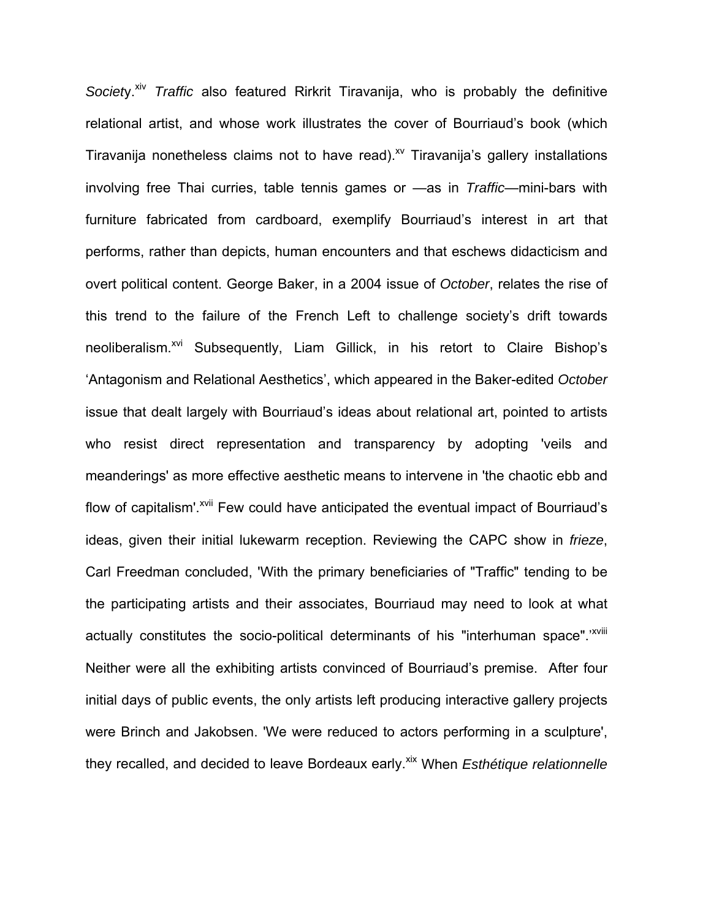*Society*.[xiv] *Traffic* also featured Rirkrit Tiravanija, who is probably the definitive relational artist, and whose work illustrates the cover of Bourriaud's book (which Tiravanija nonetheless claims not to have read).[xv] Tiravanija's gallery installations involving free Thai curries, table tennis games or —as in *Traffic*—mini-bars with furniture fabricated from cardboard, exemplify Bourriaud's interest in art that performs, rather than depicts, human encounters and that eschews didacticism and overt political content. George Baker, in a 2004 issue of *October*, relates the rise of this trend to the failure of the French Left to challenge society's drift towards neoliberalism.[xvi] Subsequently, Liam Gillick, in his retort to Claire Bishop's 'Antagonism and Relational Aesthetics', which appeared in the Baker-edited *October* issue that dealt largely with Bourriaud's ideas about relational art, pointed to artists who resist direct representation and transparency by adopting 'veils and meanderings' as more effective aesthetic means to intervene in 'the chaotic ebb and flow of capitalism'.[xvii] Few could have anticipated the eventual impact of Bourriaud's ideas, given their initial lukewarm reception. Reviewing the CAPC show in *frieze*, Carl Freedman concluded, 'With the primary beneficiaries of "Traffic" tending to be the participating artists and their associates, Bourriaud may need to look at what actually constitutes the socio-political determinants of his "interhuman space".'[xviii] Neither were all the exhibiting artists convinced of Bourriaud's premise. After four initial days of public events, the only artists left producing interactive gallery projects were Brinch and Jakobsen. 'We were reduced to actors performing in a sculpture', they recalled, and decided to leave Bordeaux early.[xix] When *Esthétique relationnelle*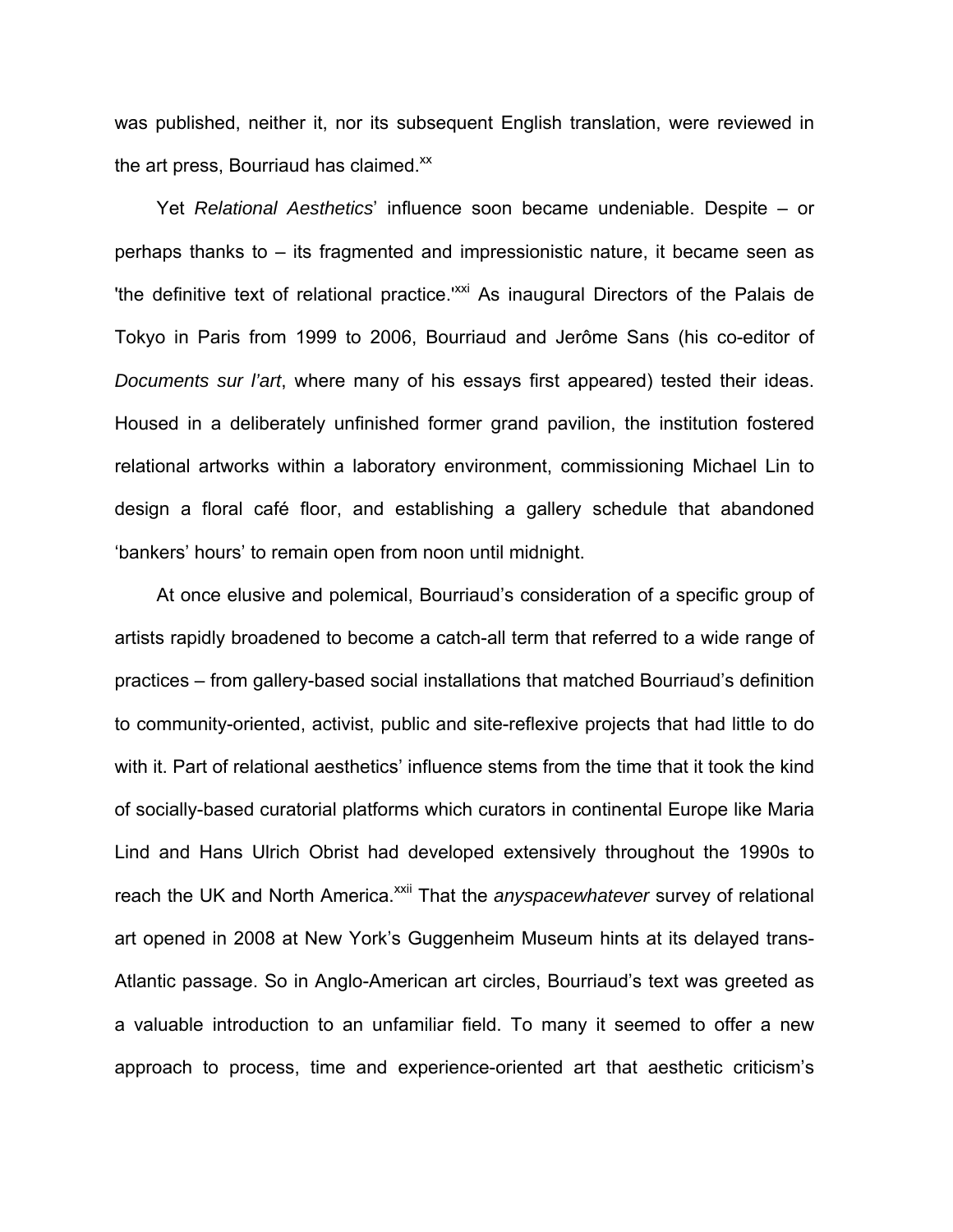was published, neither it, nor its subsequent English translation, were reviewed in the art press, Bourriaud has claimed.[xx]

Yet *Relational Aesthetics*' influence soon became undeniable. Despite – or perhaps thanks to – its fragmented and impressionistic nature, it became seen as 'the definitive text of relational practice.'[xxi] As inaugural Directors of the Palais de Tokyo in Paris from 1999 to 2006, Bourriaud and Jerôme Sans (his co-editor of *Documents sur l'art*, where many of his essays first appeared) tested their ideas. Housed in a deliberately unfinished former grand pavilion, the institution fostered relational artworks within a laboratory environment, commissioning Michael Lin to design a floral café floor, and establishing a gallery schedule that abandoned 'bankers' hours' to remain open from noon until midnight.

At once elusive and polemical, Bourriaud's consideration of a specific group of artists rapidly broadened to become a catch-all term that referred to a wide range of practices – from gallery-based social installations that matched Bourriaud's definition to community-oriented, activist, public and site-reflexive projects that had little to do with it. Part of relational aesthetics' influence stems from the time that it took the kind of socially-based curatorial platforms which curators in continental Europe like Maria Lind and Hans Ulrich Obrist had developed extensively throughout the 1990s to reach the UK and North America.[xxii] That the *anyspacewhatever* survey of relational art opened in 2008 at New York's Guggenheim Museum hints at its delayed trans-Atlantic passage. So in Anglo-American art circles, Bourriaud's text was greeted as a valuable introduction to an unfamiliar field. To many it seemed to offer a new approach to process, time and experience-oriented art that aesthetic criticism's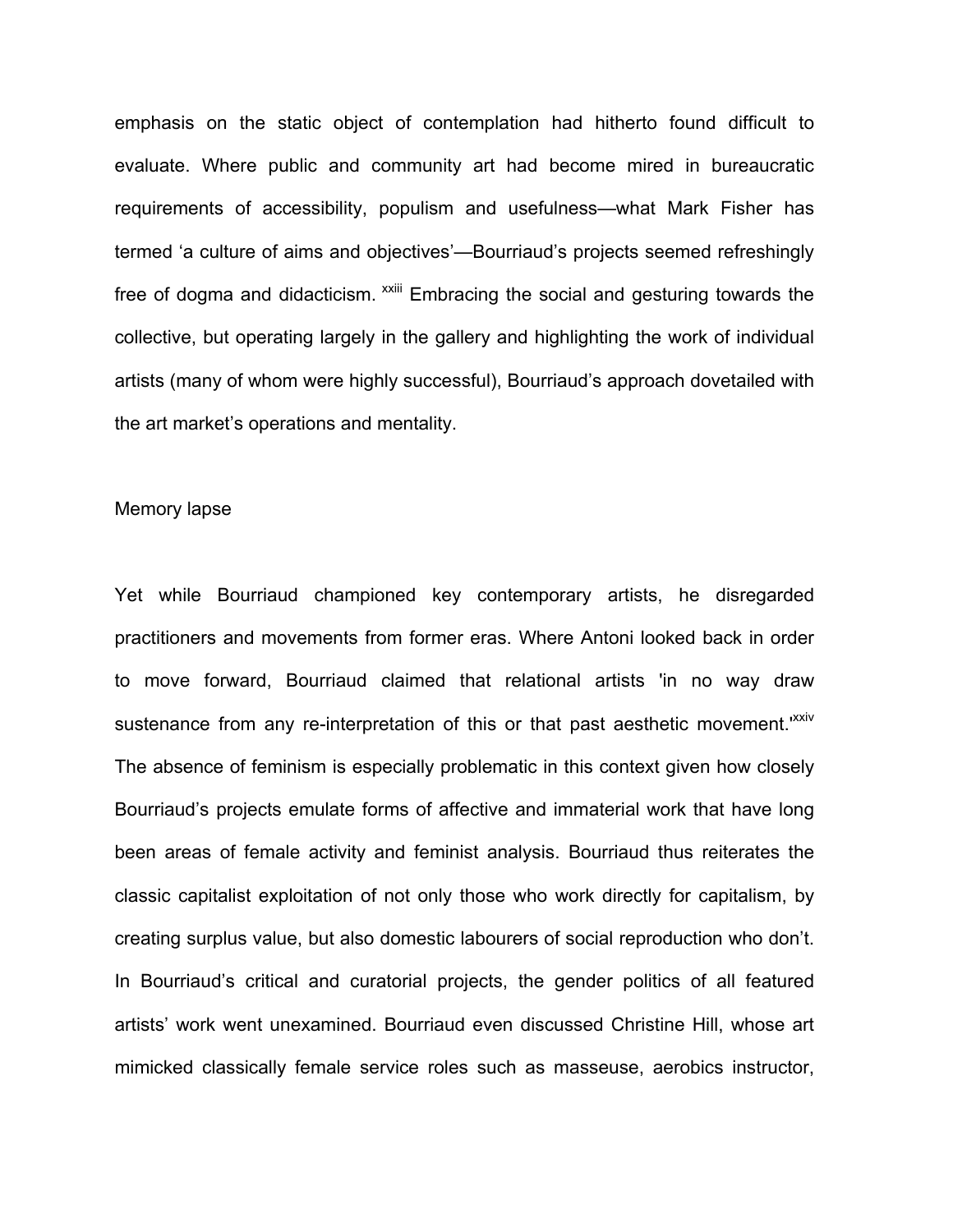emphasis on the static object of contemplation had hitherto found difficult to evaluate. Where public and community art had become mired in bureaucratic requirements of accessibility, populism and usefulness—what Mark Fisher has termed 'a culture of aims and objectives'—Bourriaud's projects seemed refreshingly free of dogma and didacticism. [xxiii] Embracing the social and gesturing towards the collective, but operating largely in the gallery and highlighting the work of individual artists (many of whom were highly successful), Bourriaud's approach dovetailed with the art market's operations and mentality.

## Memory lapse

Yet while Bourriaud championed key contemporary artists, he disregarded practitioners and movements from former eras. Where Antoni looked back in order to move forward, Bourriaud claimed that relational artists 'in no way draw sustenance from any re-interpretation of this or that past aesthetic movement.'[xxiv] The absence of feminism is especially problematic in this context given how closely Bourriaud's projects emulate forms of affective and immaterial work that have long been areas of female activity and feminist analysis. Bourriaud thus reiterates the classic capitalist exploitation of not only those who work directly for capitalism, by creating surplus value, but also domestic labourers of social reproduction who don't. In Bourriaud's critical and curatorial projects, the gender politics of all featured artists' work went unexamined. Bourriaud even discussed Christine Hill, whose art mimicked classically female service roles such as masseuse, aerobics instructor,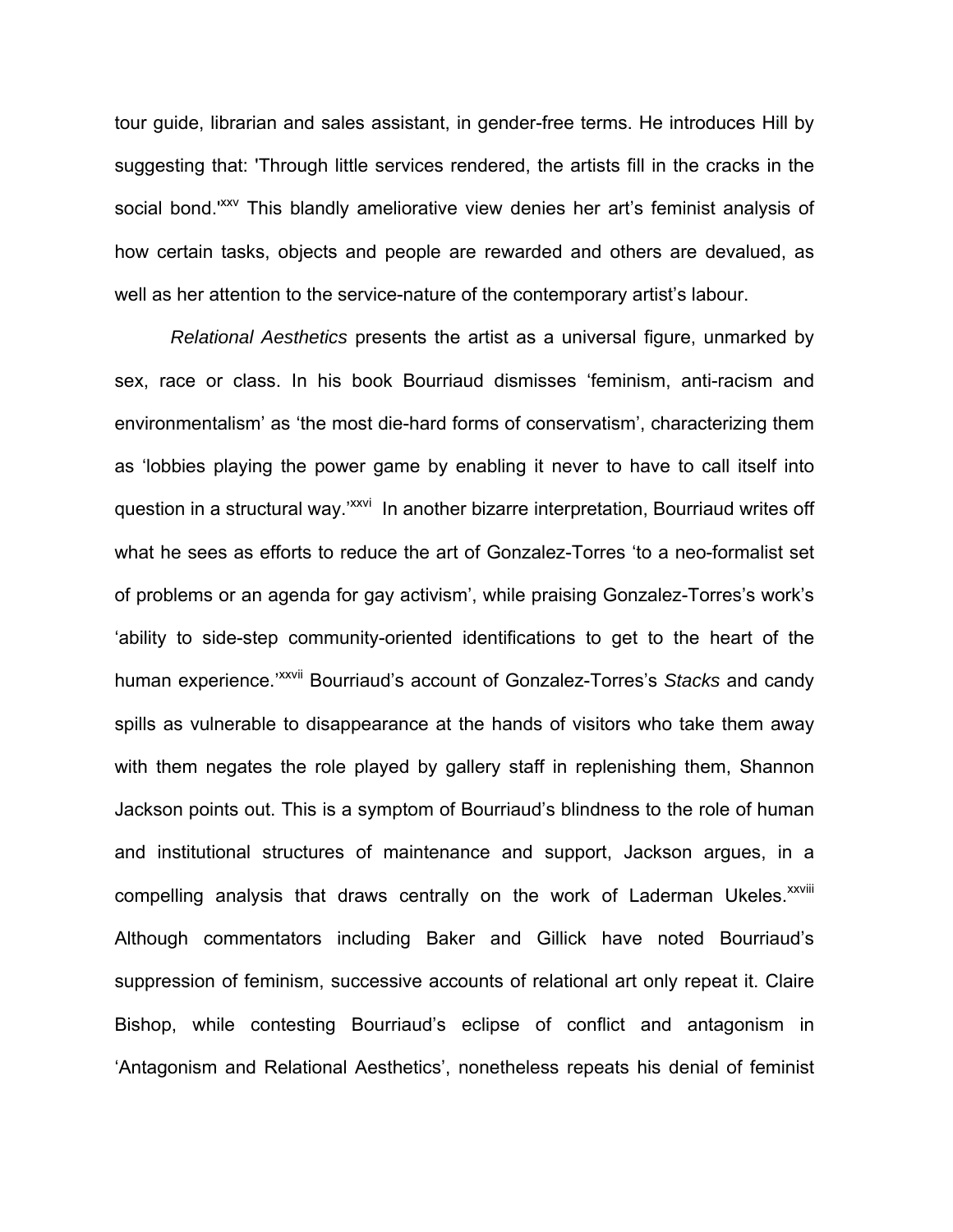tour guide, librarian and sales assistant, in gender-free terms. He introduces Hill by suggesting that: 'Through little services rendered, the artists fill in the cracks in the social bond.'[xxv] This blandly ameliorative view denies her art's feminist analysis of how certain tasks, objects and people are rewarded and others are devalued, as well as her attention to the service-nature of the contemporary artist's labour.

*Relational Aesthetics* presents the artist as a universal figure, unmarked by sex, race or class. In his book Bourriaud dismisses 'feminism, anti-racism and environmentalism' as 'the most die-hard forms of conservatism', characterizing them as 'lobbies playing the power game by enabling it never to have to call itself into question in a structural way.'[xxvi] In another bizarre interpretation, Bourriaud writes off what he sees as efforts to reduce the art of Gonzalez-Torres 'to a neo-formalist set of problems or an agenda for gay activism', while praising Gonzalez-Torres's work's 'ability to side-step community-oriented identifications to get to the heart of the human experience.'[xxvii] Bourriaud's account of Gonzalez-Torres's *Stacks* and candy spills as vulnerable to disappearance at the hands of visitors who take them away with them negates the role played by gallery staff in replenishing them, Shannon Jackson points out. This is a symptom of Bourriaud's blindness to the role of human and institutional structures of maintenance and support, Jackson argues, in a compelling analysis that draws centrally on the work of Laderman Ukeles.[xxviii] Although commentators including Baker and Gillick have noted Bourriaud's suppression of feminism, successive accounts of relational art only repeat it. Claire Bishop, while contesting Bourriaud's eclipse of conflict and antagonism in 'Antagonism and Relational Aesthetics', nonetheless repeats his denial of feminist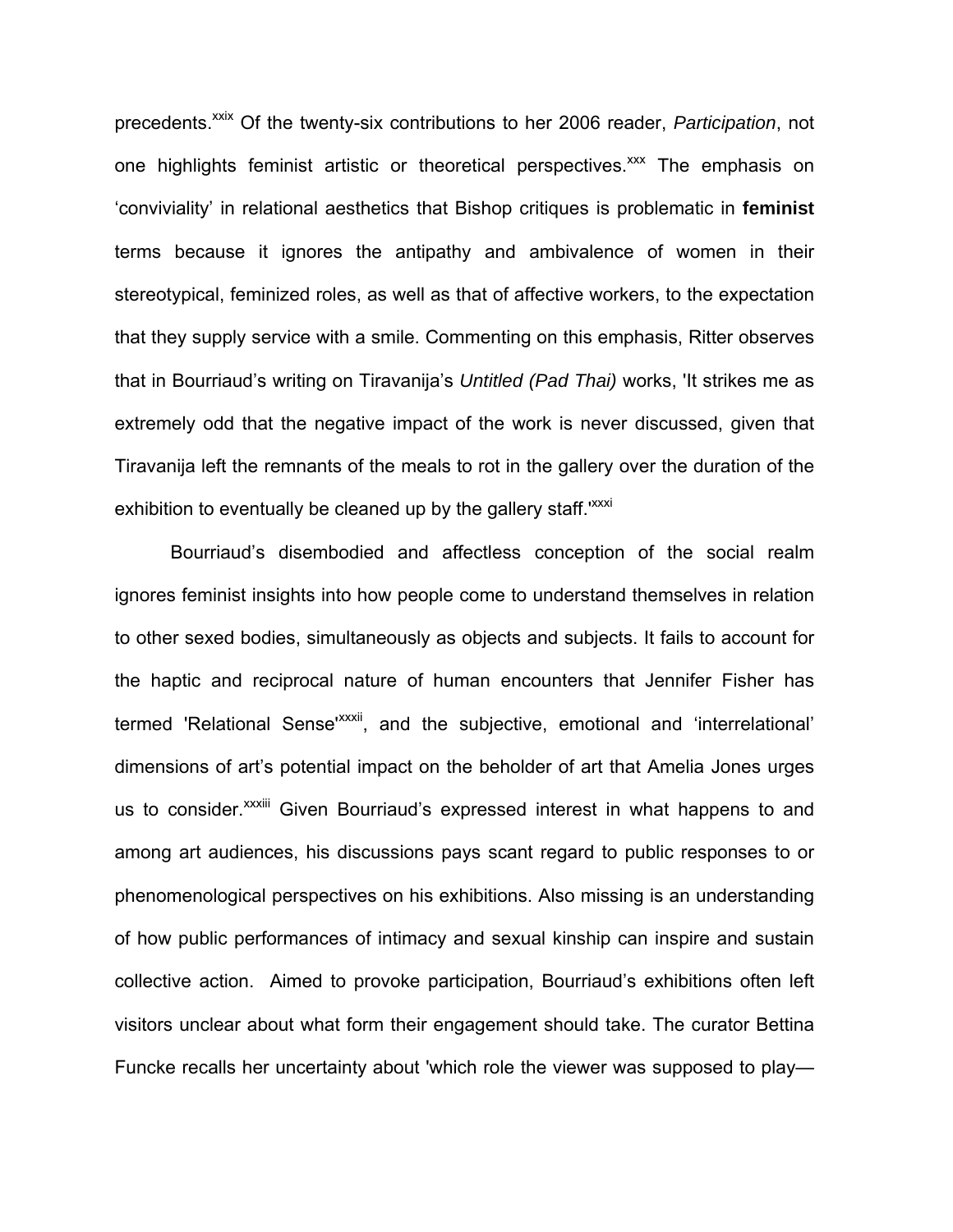precedents.[xxix] Of the twenty-six contributions to her 2006 reader, *Participation*, not one highlights feminist artistic or theoretical perspectives.[xxx] The emphasis on 'conviviality' in relational aesthetics that Bishop critiques is problematic in **feminist** terms because it ignores the antipathy and ambivalence of women in their stereotypical, feminized roles, as well as that of affective workers, to the expectation that they supply service with a smile. Commenting on this emphasis, Ritter observes that in Bourriaud's writing on Tiravanija's *Untitled (Pad Thai)* works, 'It strikes me as extremely odd that the negative impact of the work is never discussed, given that Tiravanija left the remnants of the meals to rot in the gallery over the duration of the exhibition to eventually be cleaned up by the gallery staff.'[xxxi]

Bourriaud's disembodied and affectless conception of the social realm ignores feminist insights into how people come to understand themselves in relation to other sexed bodies, simultaneously as objects and subjects. It fails to account for the haptic and reciprocal nature of human encounters that Jennifer Fisher has termed 'Relational Sense'[xxxii], and the subjective, emotional and 'interrelational' dimensions of art's potential impact on the beholder of art that Amelia Jones urges us to consider.[xxxiii] Given Bourriaud's expressed interest in what happens to and among art audiences, his discussions pays scant regard to public responses to or phenomenological perspectives on his exhibitions. Also missing is an understanding of how public performances of intimacy and sexual kinship can inspire and sustain collective action. Aimed to provoke participation, Bourriaud's exhibitions often left visitors unclear about what form their engagement should take. The curator Bettina Funcke recalls her uncertainty about 'which role the viewer was supposed to play—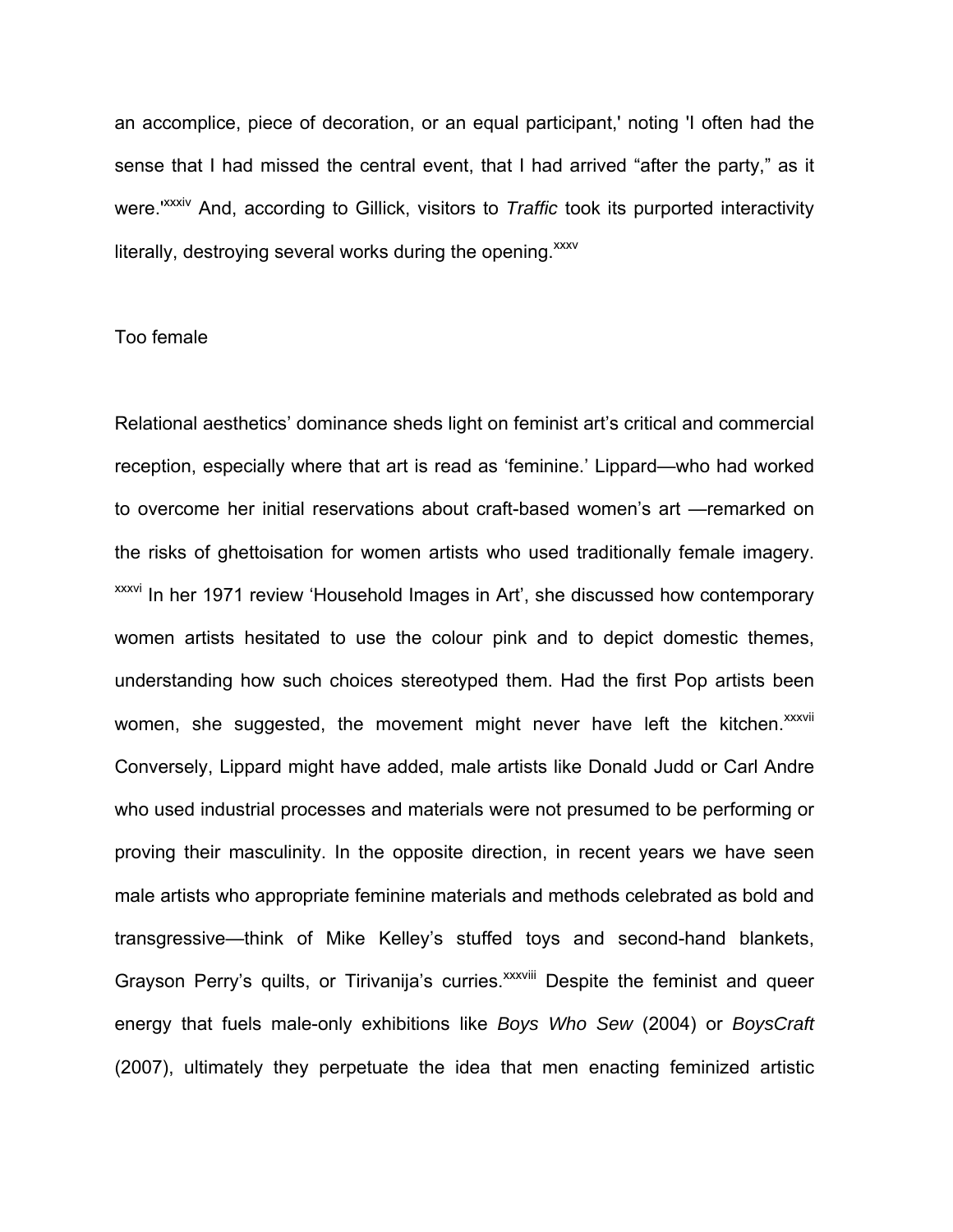an accomplice, piece of decoration, or an equal participant,' noting 'I often had the sense that I had missed the central event, that I had arrived "after the party," as it were.'[xxxiv] And, according to Gillick, visitors to *Traffic* took its purported interactivity literally, destroying several works during the opening.[xxxv]

## Too female

Relational aesthetics' dominance sheds light on feminist art's critical and commercial reception, especially where that art is read as 'feminine.' Lippard—who had worked to overcome her initial reservations about craft-based women's art —remarked on the risks of ghettoisation for women artists who used traditionally female imagery.[xxxvi] In her 1971 review 'Household Images in Art', she discussed how contemporary women artists hesitated to use the colour pink and to depict domestic themes, understanding how such choices stereotyped them. Had the first Pop artists been women, she suggested, the movement might never have left the kitchen.[xxxvii] Conversely, Lippard might have added, male artists like Donald Judd or Carl Andre who used industrial processes and materials were not presumed to be performing or proving their masculinity. In the opposite direction, in recent years we have seen male artists who appropriate feminine materials and methods celebrated as bold and transgressive—think of Mike Kelley's stuffed toys and second-hand blankets, Grayson Perry's quilts, or Tirivanija's curries.[xxxviii] Despite the feminist and queer energy that fuels male-only exhibitions like *Boys Who Sew* (2004) or *BoysCraft* (2007), ultimately they perpetuate the idea that men enacting feminized artistic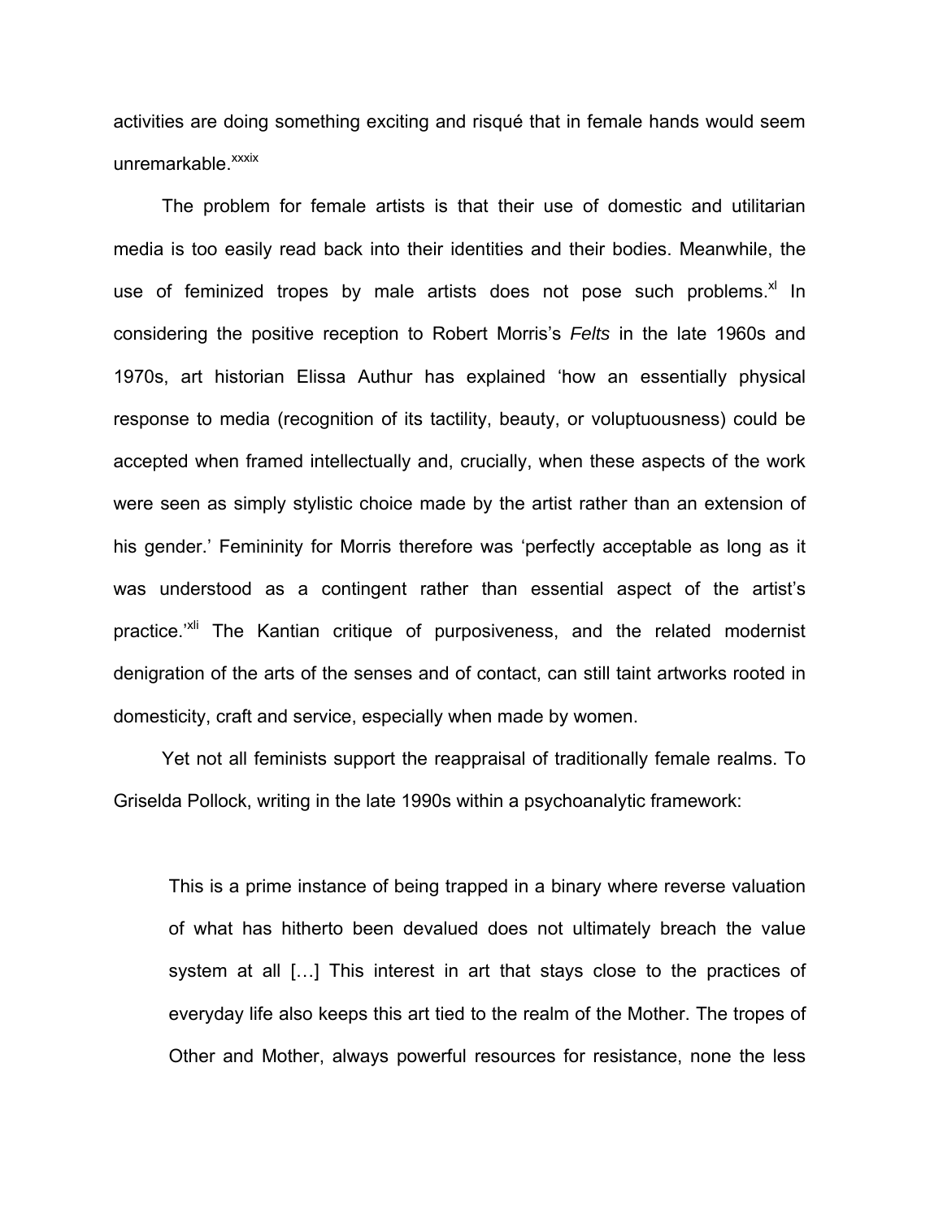activities are doing something exciting and risqué that in female hands would seem unremarkable.[xxxix]

The problem for female artists is that their use of domestic and utilitarian media is too easily read back into their identities and their bodies. Meanwhile, the use of feminized tropes by male artists does not pose such problems.[xl] In considering the positive reception to Robert Morris's *Felts* in the late 1960s and 1970s, art historian Elissa Authur has explained 'how an essentially physical response to media (recognition of its tactility, beauty, or voluptuousness) could be accepted when framed intellectually and, crucially, when these aspects of the work were seen as simply stylistic choice made by the artist rather than an extension of his gender.' Femininity for Morris therefore was 'perfectly acceptable as long as it was understood as a contingent rather than essential aspect of the artist's practice.'[xli] The Kantian critique of purposiveness, and the related modernist denigration of the arts of the senses and of contact, can still taint artworks rooted in domesticity, craft and service, especially when made by women.

Yet not all feminists support the reappraisal of traditionally female realms. To Griselda Pollock, writing in the late 1990s within a psychoanalytic framework:

> This is a prime instance of being trapped in a binary where reverse valuation of what has hitherto been devalued does not ultimately breach the value system at all […] This interest in art that stays close to the practices of everyday life also keeps this art tied to the realm of the Mother. The tropes of Other and Mother, always powerful resources for resistance, none the less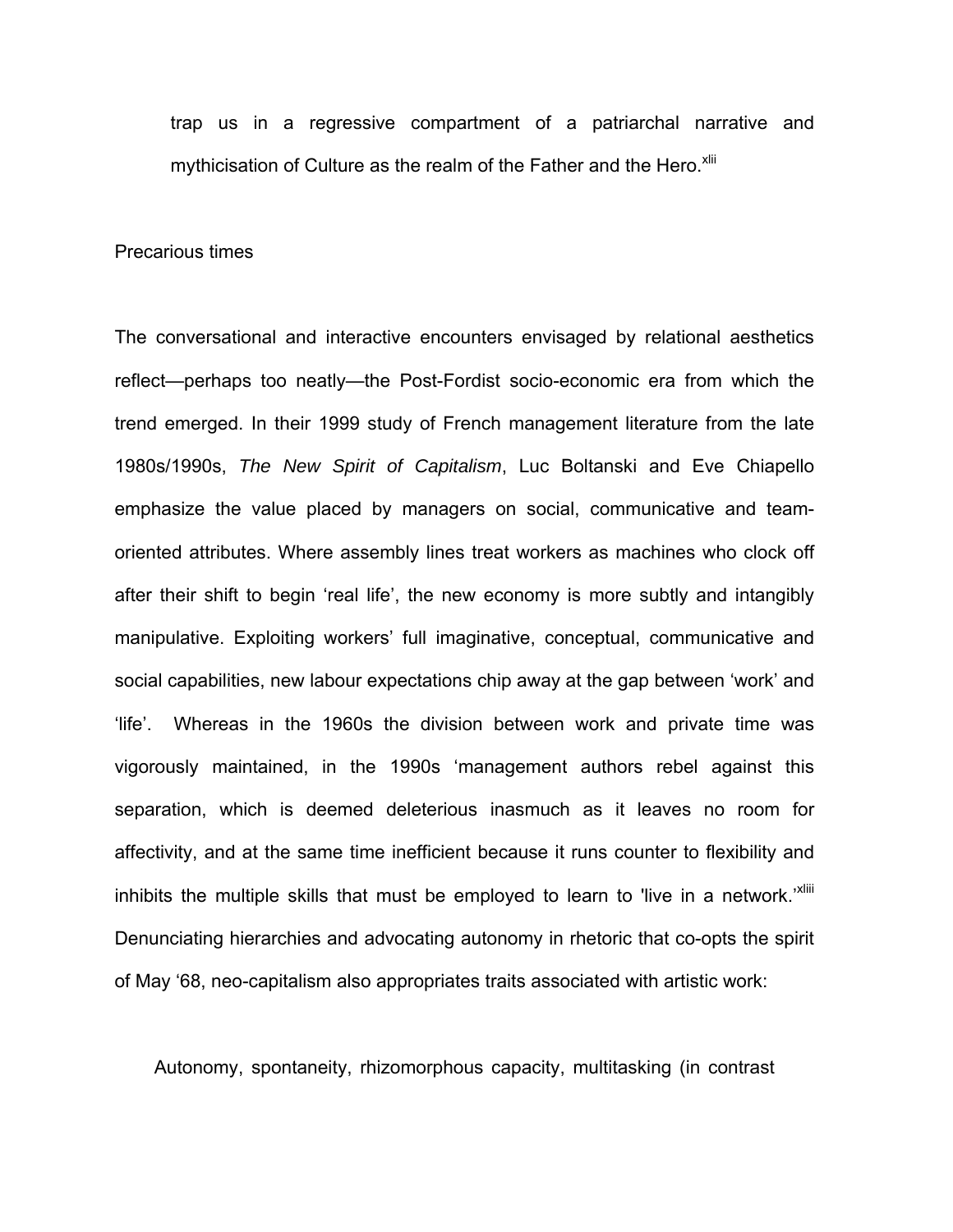trap us in a regressive compartment of a patriarchal narrative and mythicisation of Culture as the realm of the Father and the Hero.[xlii]

## Precarious times

The conversational and interactive encounters envisaged by relational aesthetics reflect—perhaps too neatly—the Post-Fordist socio-economic era from which the trend emerged. In their 1999 study of French management literature from the late 1980s/1990s, *The New Spirit of Capitalism*, Luc Boltanski and Eve Chiapello emphasize the value placed by managers on social, communicative and team-oriented attributes. Where assembly lines treat workers as machines who clock off after their shift to begin 'real life', the new economy is more subtly and intangibly manipulative. Exploiting workers' full imaginative, conceptual, communicative and social capabilities, new labour expectations chip away at the gap between 'work' and 'life'. Whereas in the 1960s the division between work and private time was vigorously maintained, in the 1990s 'management authors rebel against this separation, which is deemed deleterious inasmuch as it leaves no room for affectivity, and at the same time inefficient because it runs counter to flexibility and inhibits the multiple skills that must be employed to learn to 'live in a network.'[xliii] Denunciating hierarchies and advocating autonomy in rhetoric that co-opts the spirit of May '68, neo-capitalism also appropriates traits associated with artistic work:

> Autonomy, spontaneity, rhizomorphous capacity, multitasking (in contrast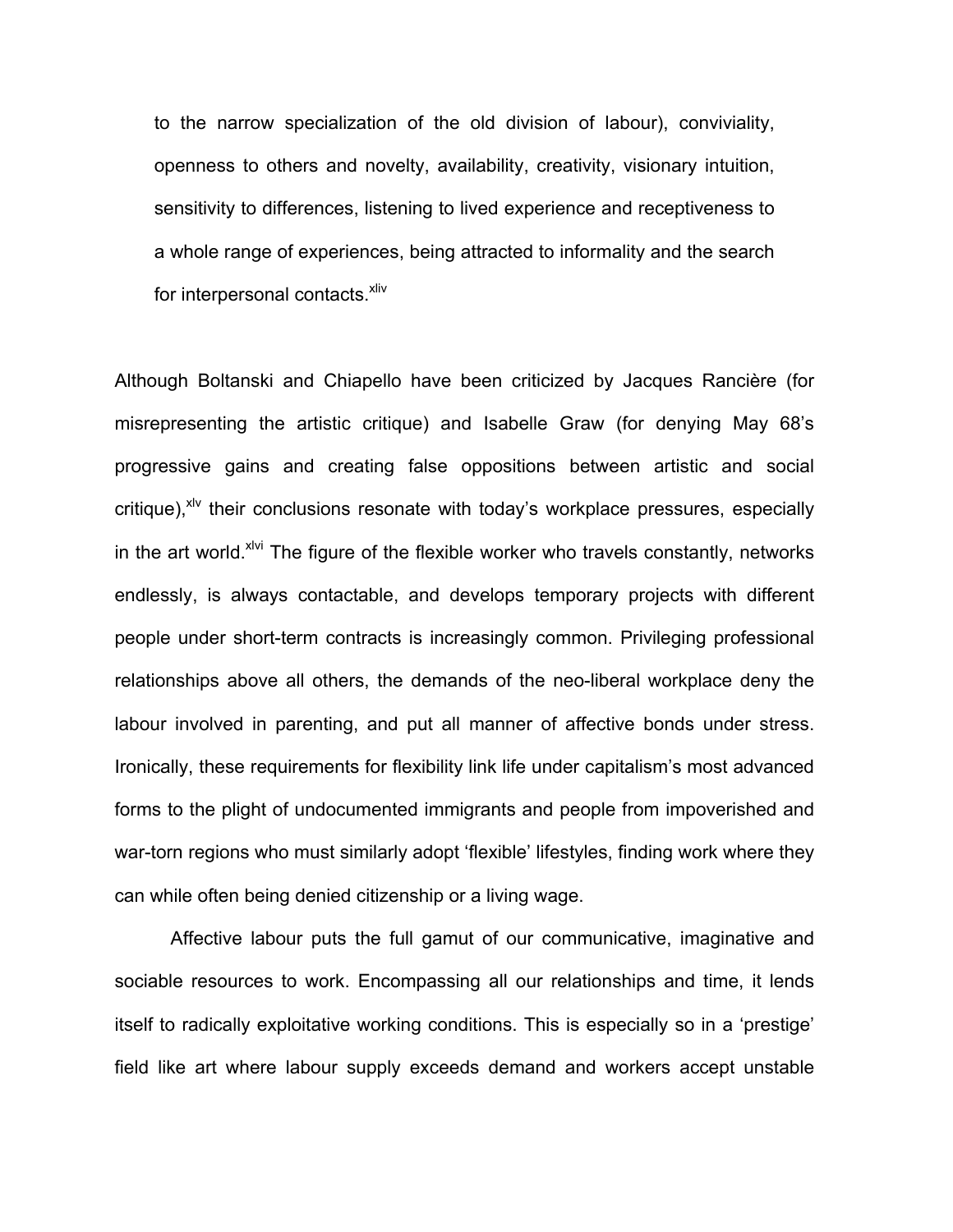> to the narrow specialization of the old division of labour), conviviality, openness to others and novelty, availability, creativity, visionary intuition, sensitivity to differences, listening to lived experience and receptiveness to a whole range of experiences, being attracted to informality and the search for interpersonal contacts.[xliv]

Although Boltanski and Chiapello have been criticized by Jacques Rancière (for misrepresenting the artistic critique) and Isabelle Graw (for denying May 68's progressive gains and creating false oppositions between artistic and social critique),[xlv] their conclusions resonate with today's workplace pressures, especially in the art world.[xlvi] The figure of the flexible worker who travels constantly, networks endlessly, is always contactable, and develops temporary projects with different people under short-term contracts is increasingly common. Privileging professional relationships above all others, the demands of the neo-liberal workplace deny the labour involved in parenting, and put all manner of affective bonds under stress. Ironically, these requirements for flexibility link life under capitalism's most advanced forms to the plight of undocumented immigrants and people from impoverished and war-torn regions who must similarly adopt 'flexible' lifestyles, finding work where they can while often being denied citizenship or a living wage.

Affective labour puts the full gamut of our communicative, imaginative and sociable resources to work. Encompassing all our relationships and time, it lends itself to radically exploitative working conditions. This is especially so in a 'prestige' field like art where labour supply exceeds demand and workers accept unstable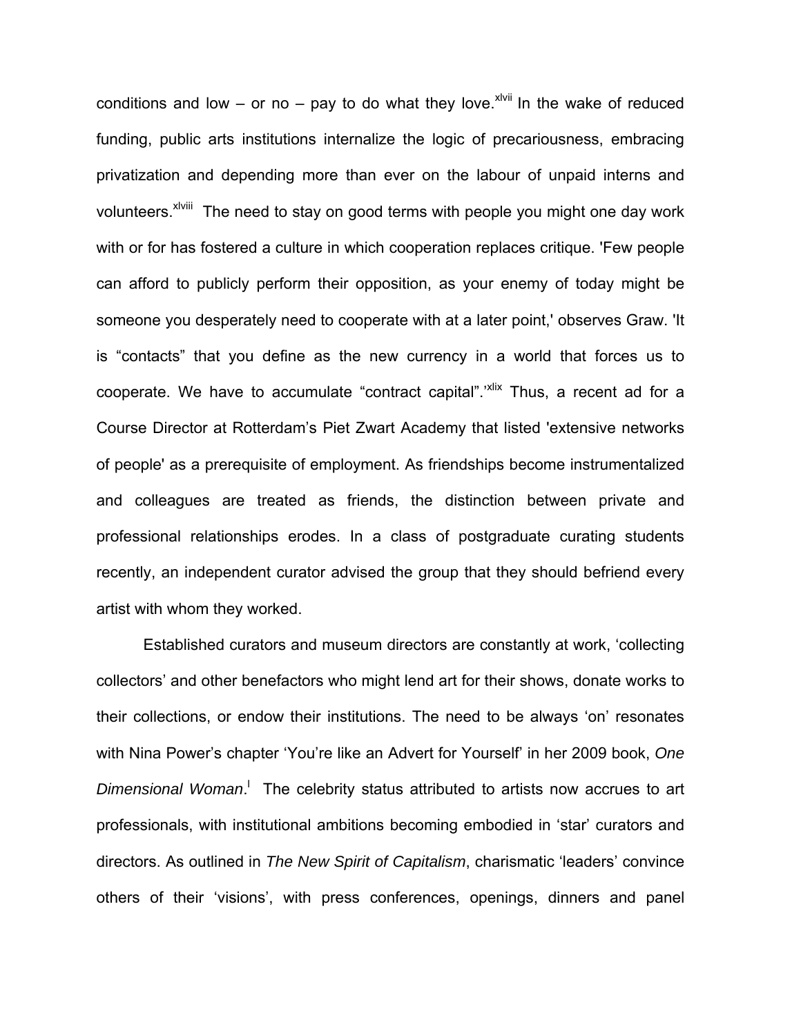conditions and low – or no – pay to do what they love.[xlvii] In the wake of reduced funding, public arts institutions internalize the logic of precariousness, embracing privatization and depending more than ever on the labour of unpaid interns and volunteers.[xlviii] The need to stay on good terms with people you might one day work with or for has fostered a culture in which cooperation replaces critique. 'Few people can afford to publicly perform their opposition, as your enemy of today might be someone you desperately need to cooperate with at a later point,' observes Graw. 'It is "contacts" that you define as the new currency in a world that forces us to cooperate. We have to accumulate "contract capital".'[xlix] Thus, a recent ad for a Course Director at Rotterdam's Piet Zwart Academy that listed 'extensive networks of people' as a prerequisite of employment. As friendships become instrumentalized and colleagues are treated as friends, the distinction between private and professional relationships erodes. In a class of postgraduate curating students recently, an independent curator advised the group that they should befriend every artist with whom they worked.

Established curators and museum directors are constantly at work, 'collecting collectors' and other benefactors who might lend art for their shows, donate works to their collections, or endow their institutions. The need to be always 'on' resonates with Nina Power's chapter 'You're like an Advert for Yourself' in her 2009 book, *One Dimensional Woman*.[l] The celebrity status attributed to artists now accrues to art professionals, with institutional ambitions becoming embodied in 'star' curators and directors. As outlined in *The New Spirit of Capitalism*, charismatic 'leaders' convince others of their 'visions', with press conferences, openings, dinners and panel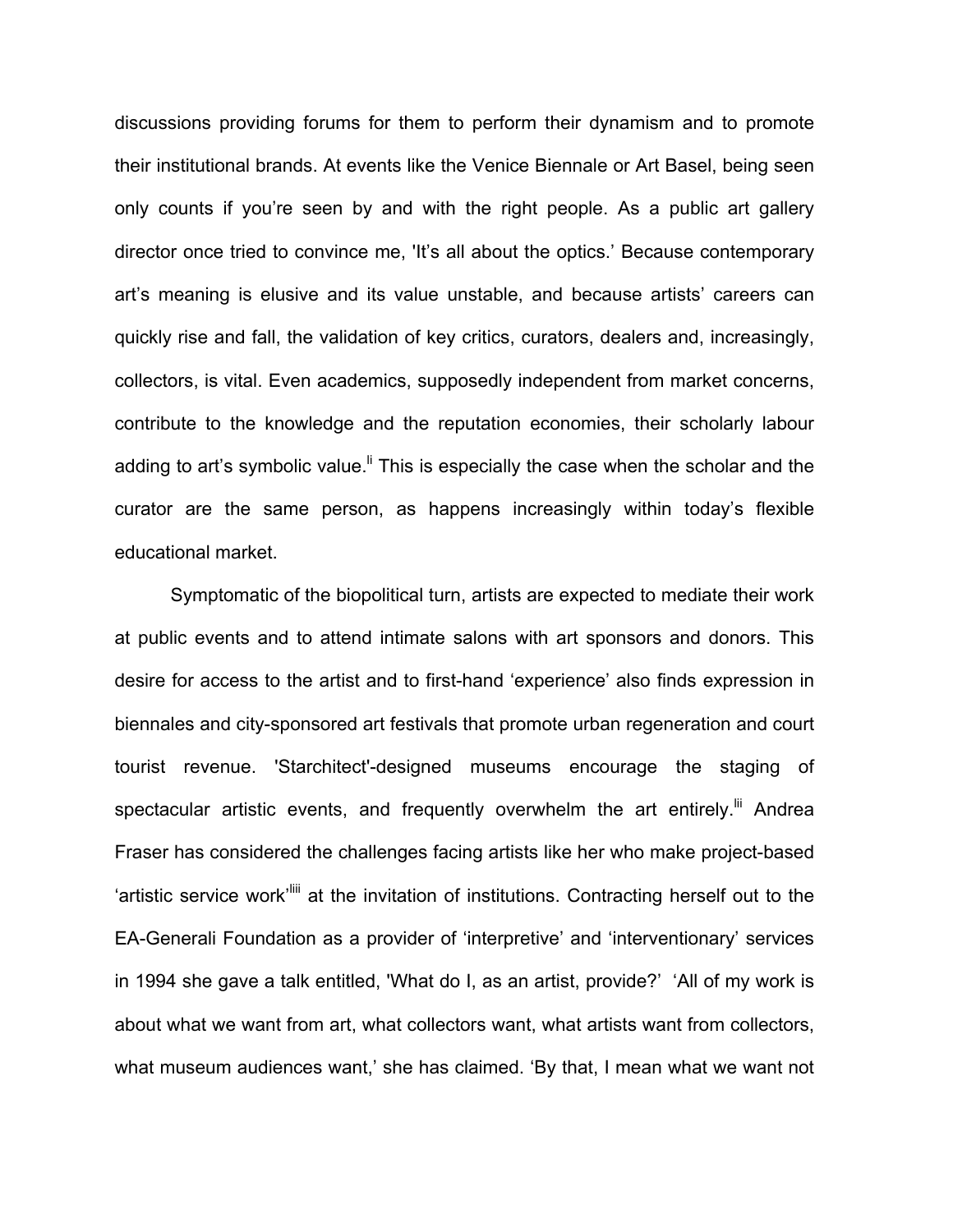discussions providing forums for them to perform their dynamism and to promote their institutional brands. At events like the Venice Biennale or Art Basel, being seen only counts if you're seen by and with the right people. As a public art gallery director once tried to convince me, 'It's all about the optics.' Because contemporary art's meaning is elusive and its value unstable, and because artists' careers can quickly rise and fall, the validation of key critics, curators, dealers and, increasingly, collectors, is vital. Even academics, supposedly independent from market concerns, contribute to the knowledge and the reputation economies, their scholarly labour adding to art's symbolic value.[li] This is especially the case when the scholar and the curator are the same person, as happens increasingly within today's flexible educational market.

Symptomatic of the biopolitical turn, artists are expected to mediate their work at public events and to attend intimate salons with art sponsors and donors. This desire for access to the artist and to first-hand 'experience' also finds expression in biennales and city-sponsored art festivals that promote urban regeneration and court tourist revenue. 'Starchitect'-designed museums encourage the staging of spectacular artistic events, and frequently overwhelm the art entirely.[lii] Andrea Fraser has considered the challenges facing artists like her who make project-based 'artistic service work'[liii] at the invitation of institutions. Contracting herself out to the EA-Generali Foundation as a provider of 'interpretive' and 'interventionary' services in 1994 she gave a talk entitled, 'What do I, as an artist, provide?' 'All of my work is about what we want from art, what collectors want, what artists want from collectors, what museum audiences want,' she has claimed. 'By that, I mean what we want not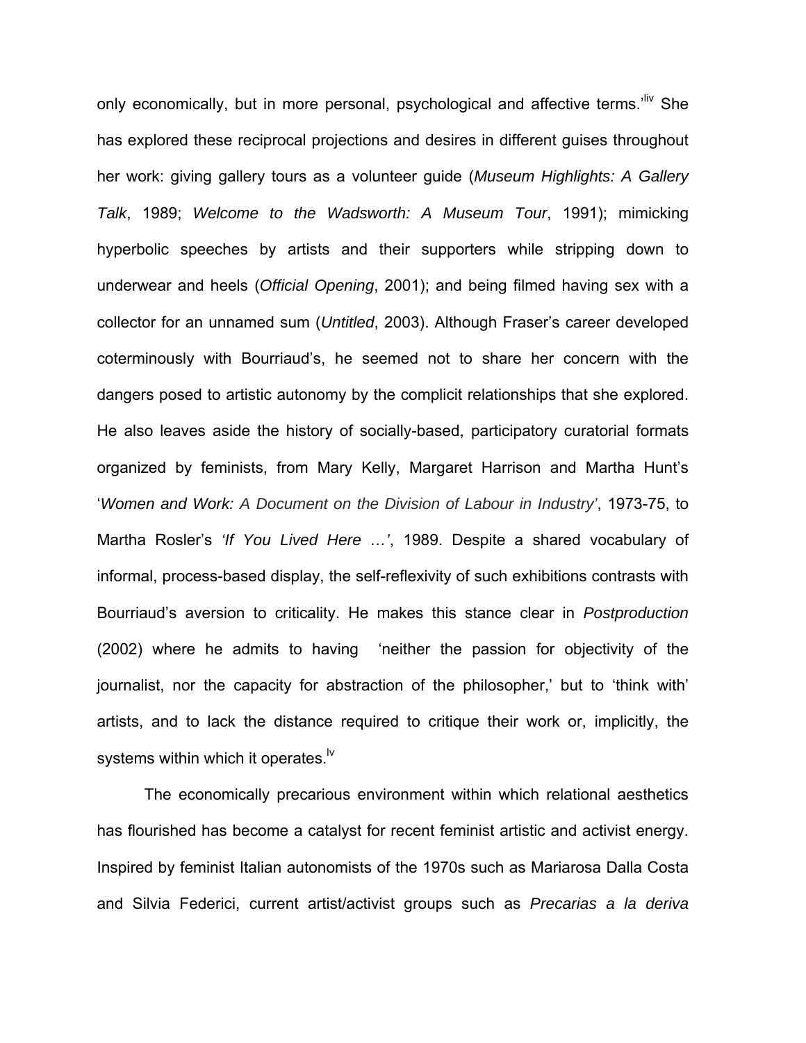only economically, but in more personal, psychological and affective terms.'[liv] She has explored these reciprocal projections and desires in different guises throughout her work: giving gallery tours as a volunteer guide (*Museum Highlights: A Gallery Talk*, 1989; *Welcome to the Wadsworth: A Museum Tour*, 1991); mimicking hyperbolic speeches by artists and their supporters while stripping down to underwear and heels (*Official Opening*, 2001); and being filmed having sex with a collector for an unnamed sum (*Untitled*, 2003). Although Fraser's career developed coterminously with Bourriaud's, he seemed not to share her concern with the dangers posed to artistic autonomy by the complicit relationships that she explored. He also leaves aside the history of socially-based, participatory curatorial formats organized by feminists, from Mary Kelly, Margaret Harrison and Martha Hunt's '*Women and Work: A Document on the Division of Labour in Industry'*, 1973-75, to Martha Rosler's *'If You Lived Here …'*, 1989. Despite a shared vocabulary of informal, process-based display, the self-reflexivity of such exhibitions contrasts with Bourriaud's aversion to criticality. He makes this stance clear in *Postproduction* (2002) where he admits to having 'neither the passion for objectivity of the journalist, nor the capacity for abstraction of the philosopher,' but to 'think with' artists, and to lack the distance required to critique their work or, implicitly, the systems within which it operates.[lv]

The economically precarious environment within which relational aesthetics has flourished has become a catalyst for recent feminist artistic and activist energy. Inspired by feminist Italian autonomists of the 1970s such as Mariarosa Dalla Costa and Silvia Federici, current artist/activist groups such as *Precarias a la deriva*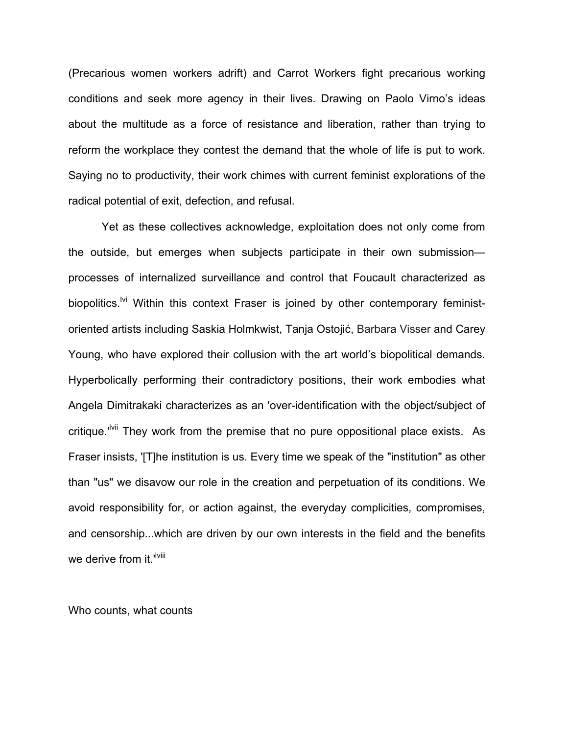(Precarious women workers adrift) and Carrot Workers fight precarious working conditions and seek more agency in their lives. Drawing on Paolo Virno's ideas about the multitude as a force of resistance and liberation, rather than trying to reform the workplace they contest the demand that the whole of life is put to work. Saying no to productivity, their work chimes with current feminist explorations of the radical potential of exit, defection, and refusal.

Yet as these collectives acknowledge, exploitation does not only come from the outside, but emerges when subjects participate in their own submission—processes of internalized surveillance and control that Foucault characterized as biopolitics.[lvi] Within this context Fraser is joined by other contemporary feminist-oriented artists including Saskia Holmkwist, Tanja Ostojić, Barbara Visser and Carey Young, who have explored their collusion with the art world's biopolitical demands. Hyperbolically performing their contradictory positions, their work embodies what Angela Dimitrakaki characterizes as an 'over-identification with the object/subject of critique.'[lvii] They work from the premise that no pure oppositional place exists. As Fraser insists, '[T]he institution is us. Every time we speak of the "institution" as other than "us" we disavow our role in the creation and perpetuation of its conditions. We avoid responsibility for, or action against, the everyday complicities, compromises, and censorship...which are driven by our own interests in the field and the benefits we derive from it.'[lviii]

## Who counts, what counts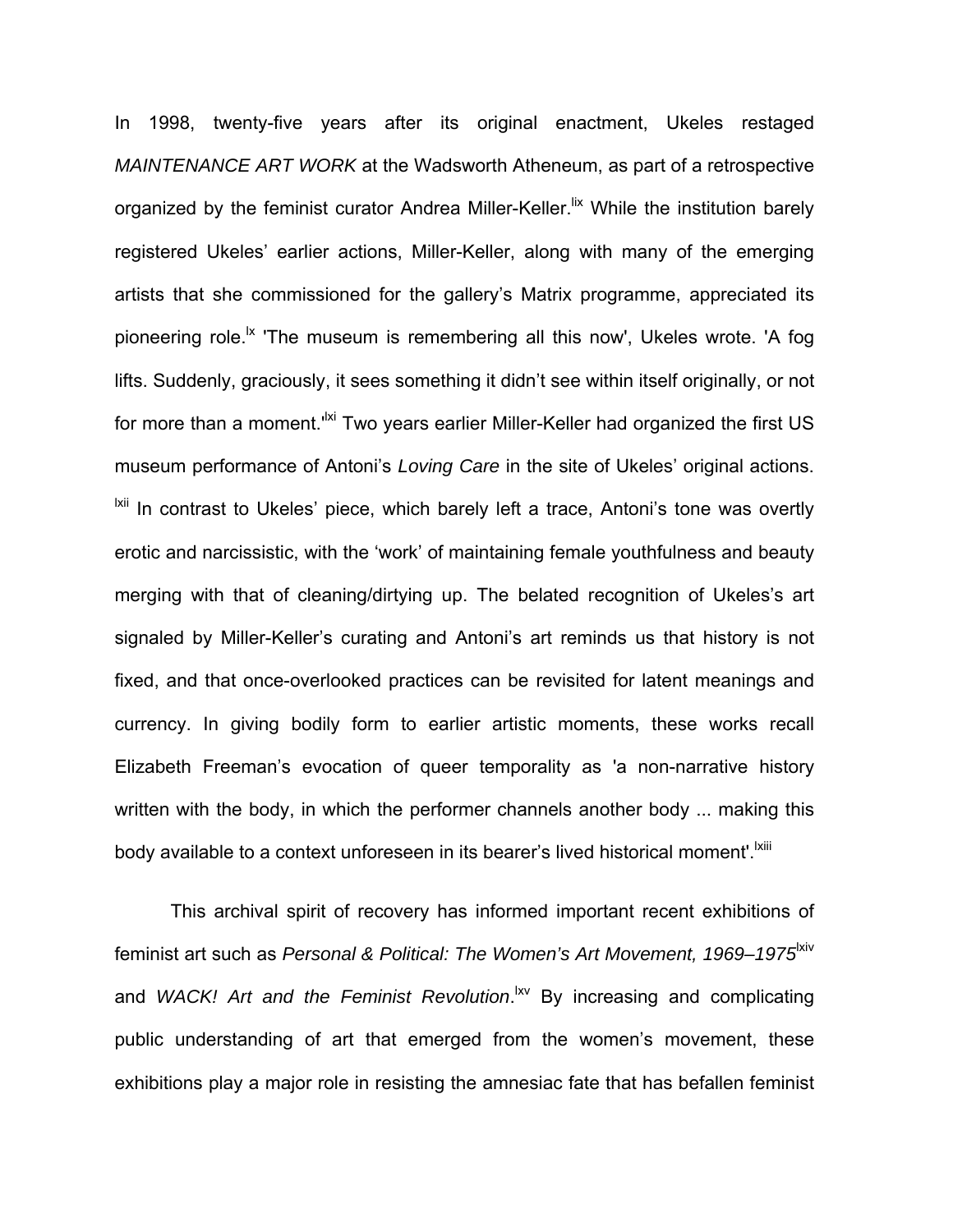In 1998, twenty-five years after its original enactment, Ukeles restaged *MAINTENANCE ART WORK* at the Wadsworth Atheneum, as part of a retrospective organized by the feminist curator Andrea Miller-Keller.[lix] While the institution barely registered Ukeles' earlier actions, Miller-Keller, along with many of the emerging artists that she commissioned for the gallery's Matrix programme, appreciated its pioneering role.[lx] 'The museum is remembering all this now', Ukeles wrote. 'A fog lifts. Suddenly, graciously, it sees something it didn't see within itself originally, or not for more than a moment.'[lxi] Two years earlier Miller-Keller had organized the first US museum performance of Antoni's *Loving Care* in the site of Ukeles' original actions. [lxii] In contrast to Ukeles' piece, which barely left a trace, Antoni's tone was overtly erotic and narcissistic, with the 'work' of maintaining female youthfulness and beauty merging with that of cleaning/dirtying up. The belated recognition of Ukeles's art signaled by Miller-Keller's curating and Antoni's art reminds us that history is not fixed, and that once-overlooked practices can be revisited for latent meanings and currency. In giving bodily form to earlier artistic moments, these works recall Elizabeth Freeman's evocation of queer temporality as 'a non-narrative history written with the body, in which the performer channels another body ... making this body available to a context unforeseen in its bearer's lived historical moment'.[lxiii]

This archival spirit of recovery has informed important recent exhibitions of feminist art such as *Personal & Political: The Women's Art Movement, 1969–1975*[lxiv] and *WACK! Art and the Feminist Revolution*.[lxv] By increasing and complicating public understanding of art that emerged from the women's movement, these exhibitions play a major role in resisting the amnesiac fate that has befallen feminist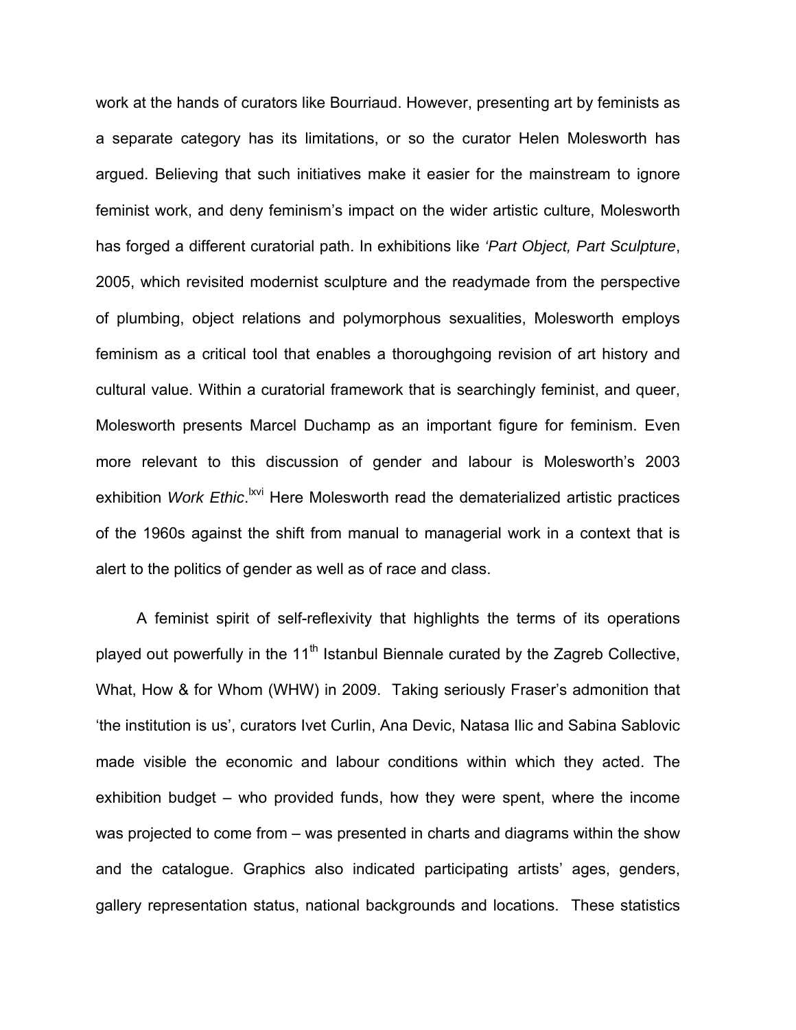work at the hands of curators like Bourriaud. However, presenting art by feminists as a separate category has its limitations, or so the curator Helen Molesworth has argued. Believing that such initiatives make it easier for the mainstream to ignore feminist work, and deny feminism's impact on the wider artistic culture, Molesworth has forged a different curatorial path. In exhibitions like *'Part Object, Part Sculpture*, 2005, which revisited modernist sculpture and the readymade from the perspective of plumbing, object relations and polymorphous sexualities, Molesworth employs feminism as a critical tool that enables a thoroughgoing revision of art history and cultural value. Within a curatorial framework that is searchingly feminist, and queer, Molesworth presents Marcel Duchamp as an important figure for feminism. Even more relevant to this discussion of gender and labour is Molesworth's 2003 exhibition *Work Ethic*.[lxvi] Here Molesworth read the dematerialized artistic practices of the 1960s against the shift from manual to managerial work in a context that is alert to the politics of gender as well as of race and class.

A feminist spirit of self-reflexivity that highlights the terms of its operations played out powerfully in the 11th Istanbul Biennale curated by the Zagreb Collective, What, How & for Whom (WHW) in 2009. Taking seriously Fraser's admonition that 'the institution is us', curators Ivet Curlin, Ana Devic, Natasa Ilic and Sabina Sablovic made visible the economic and labour conditions within which they acted. The exhibition budget – who provided funds, how they were spent, where the income was projected to come from – was presented in charts and diagrams within the show and the catalogue. Graphics also indicated participating artists' ages, genders, gallery representation status, national backgrounds and locations. These statistics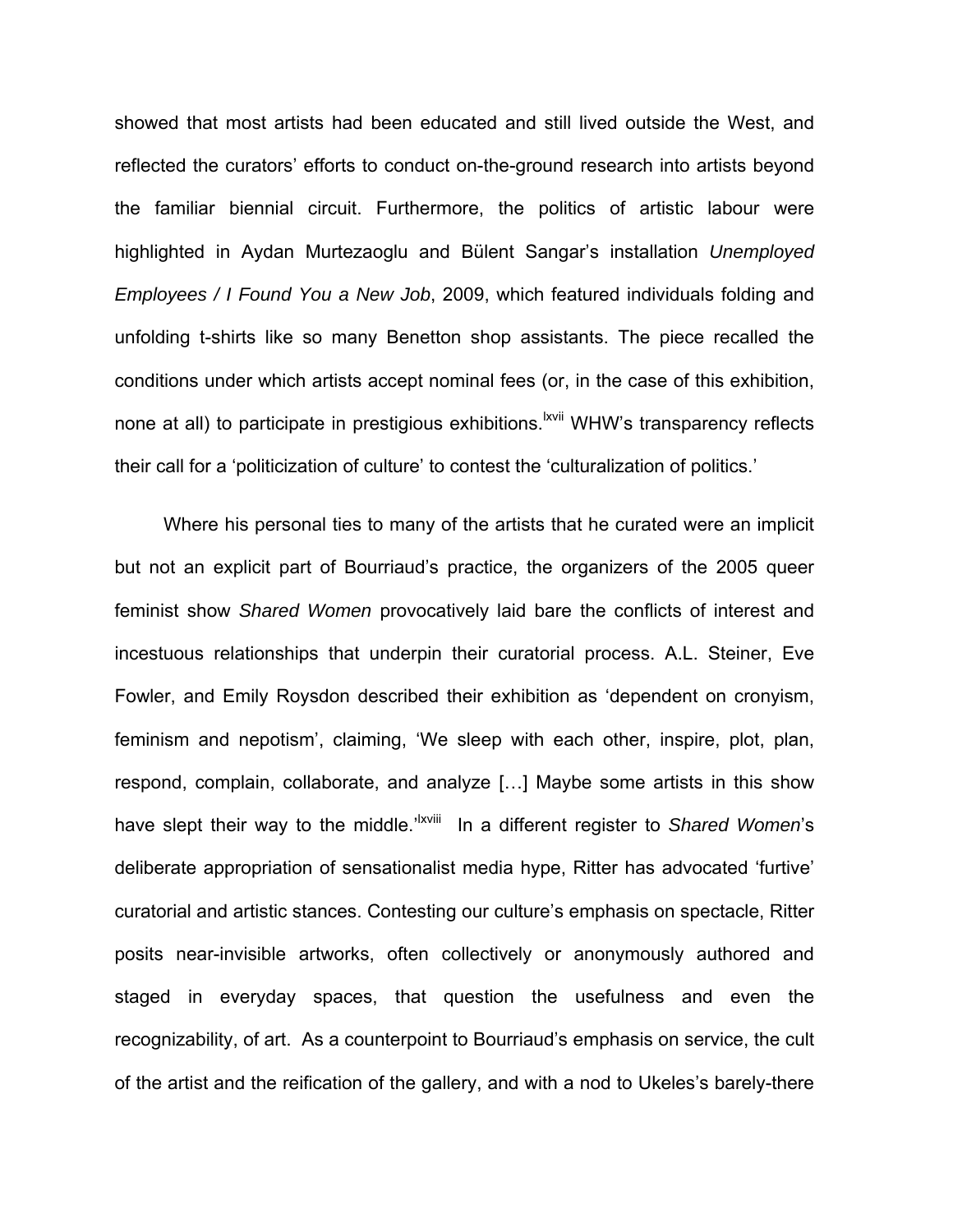showed that most artists had been educated and still lived outside the West, and reflected the curators' efforts to conduct on-the-ground research into artists beyond the familiar biennial circuit. Furthermore, the politics of artistic labour were highlighted in Aydan Murtezaoglu and Bülent Sangar's installation *Unemployed Employees / I Found You a New Job*, 2009, which featured individuals folding and unfolding t-shirts like so many Benetton shop assistants. The piece recalled the conditions under which artists accept nominal fees (or, in the case of this exhibition, none at all) to participate in prestigious exhibitions.[lxvii] WHW's transparency reflects their call for a 'politicization of culture' to contest the 'culturalization of politics.'

Where his personal ties to many of the artists that he curated were an implicit but not an explicit part of Bourriaud's practice, the organizers of the 2005 queer feminist show *Shared Women* provocatively laid bare the conflicts of interest and incestuous relationships that underpin their curatorial process. A.L. Steiner, Eve Fowler, and Emily Roysdon described their exhibition as 'dependent on cronyism, feminism and nepotism', claiming, 'We sleep with each other, inspire, plot, plan, respond, complain, collaborate, and analyze […] Maybe some artists in this show have slept their way to the middle.'[lxviii] In a different register to *Shared Women*'s deliberate appropriation of sensationalist media hype, Ritter has advocated 'furtive' curatorial and artistic stances. Contesting our culture's emphasis on spectacle, Ritter posits near-invisible artworks, often collectively or anonymously authored and staged in everyday spaces, that question the usefulness and even the recognizability, of art. As a counterpoint to Bourriaud's emphasis on service, the cult of the artist and the reification of the gallery, and with a nod to Ukeles's barely-there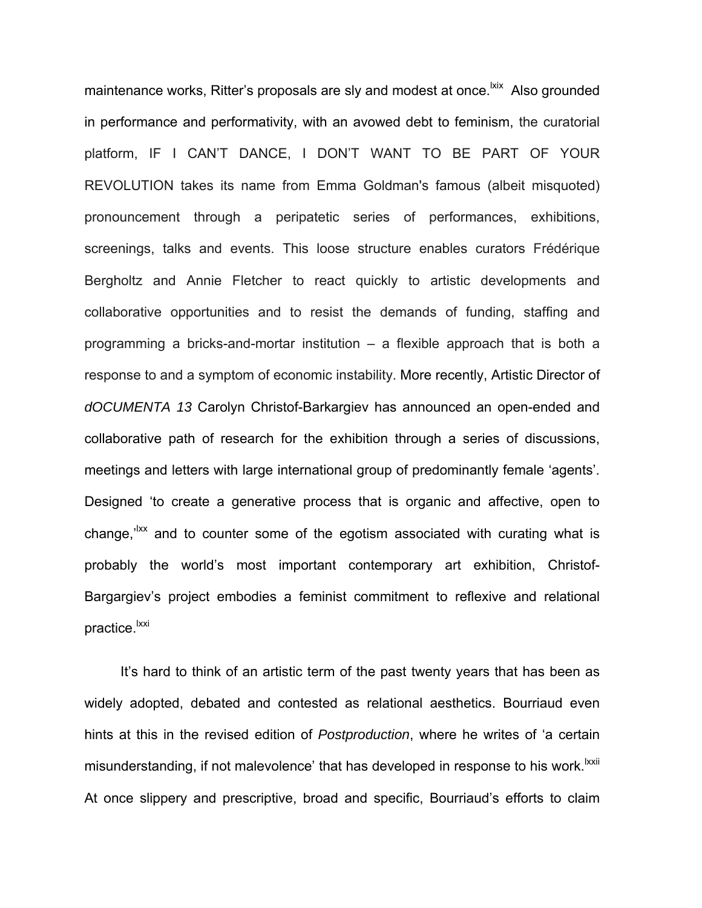maintenance works, Ritter's proposals are sly and modest at once.[lxix] Also grounded in performance and performativity, with an avowed debt to feminism, the curatorial platform, IF I CAN'T DANCE, I DON'T WANT TO BE PART OF YOUR REVOLUTION takes its name from Emma Goldman's famous (albeit misquoted) pronouncement through a peripatetic series of performances, exhibitions, screenings, talks and events. This loose structure enables curators Frédérique Bergholtz and Annie Fletcher to react quickly to artistic developments and collaborative opportunities and to resist the demands of funding, staffing and programming a bricks-and-mortar institution – a flexible approach that is both a response to and a symptom of economic instability. More recently, Artistic Director of *dOCUMENTA 13* Carolyn Christof-Barkargiev has announced an open-ended and collaborative path of research for the exhibition through a series of discussions, meetings and letters with large international group of predominantly female 'agents'. Designed 'to create a generative process that is organic and affective, open to change,'[lxx] and to counter some of the egotism associated with curating what is probably the world's most important contemporary art exhibition, Christof-Bargargiev's project embodies a feminist commitment to reflexive and relational practice.[lxxi]

It's hard to think of an artistic term of the past twenty years that has been as widely adopted, debated and contested as relational aesthetics. Bourriaud even hints at this in the revised edition of *Postproduction*, where he writes of 'a certain misunderstanding, if not malevolence' that has developed in response to his work.[lxxii] At once slippery and prescriptive, broad and specific, Bourriaud's efforts to claim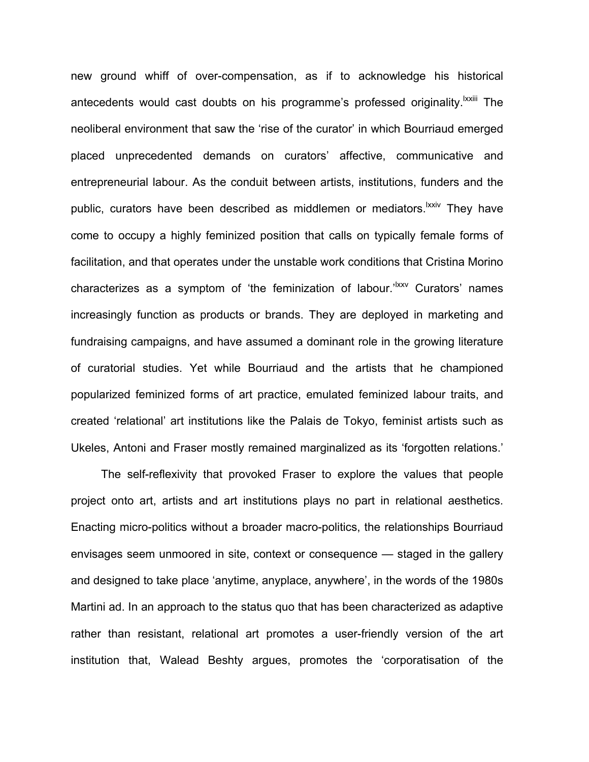new ground whiff of over-compensation, as if to acknowledge his historical antecedents would cast doubts on his programme's professed originality.[lxxiii] The neoliberal environment that saw the 'rise of the curator' in which Bourriaud emerged placed unprecedented demands on curators' affective, communicative and entrepreneurial labour. As the conduit between artists, institutions, funders and the public, curators have been described as middlemen or mediators.[lxxiv] They have come to occupy a highly feminized position that calls on typically female forms of facilitation, and that operates under the unstable work conditions that Cristina Morino characterizes as a symptom of 'the feminization of labour.'[lxxv] Curators' names increasingly function as products or brands. They are deployed in marketing and fundraising campaigns, and have assumed a dominant role in the growing literature of curatorial studies. Yet while Bourriaud and the artists that he championed popularized feminized forms of art practice, emulated feminized labour traits, and created 'relational' art institutions like the Palais de Tokyo, feminist artists such as Ukeles, Antoni and Fraser mostly remained marginalized as its 'forgotten relations.'

The self-reflexivity that provoked Fraser to explore the values that people project onto art, artists and art institutions plays no part in relational aesthetics. Enacting micro-politics without a broader macro-politics, the relationships Bourriaud envisages seem unmoored in site, context or consequence — staged in the gallery and designed to take place 'anytime, anyplace, anywhere', in the words of the 1980s Martini ad. In an approach to the status quo that has been characterized as adaptive rather than resistant, relational art promotes a user-friendly version of the art institution that, Walead Beshty argues, promotes the 'corporatisation of the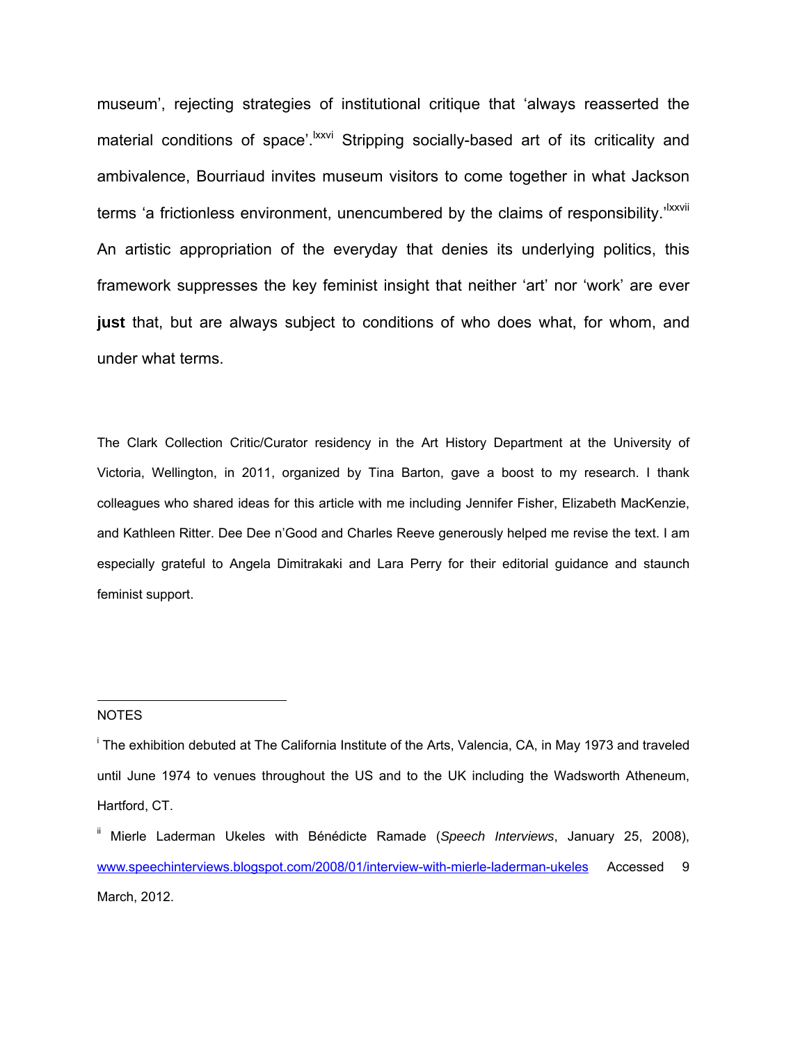museum', rejecting strategies of institutional critique that 'always reasserted the material conditions of space'.[lxxvi] Stripping socially-based art of its criticality and ambivalence, Bourriaud invites museum visitors to come together in what Jackson terms 'a frictionless environment, unencumbered by the claims of responsibility.'[lxxvii] An artistic appropriation of the everyday that denies its underlying politics, this framework suppresses the key feminist insight that neither 'art' nor 'work' are ever **just** that, but are always subject to conditions of who does what, for whom, and under what terms.

The Clark Collection Critic/Curator residency in the Art History Department at the University of Victoria, Wellington, in 2011, organized by Tina Barton, gave a boost to my research. I thank colleagues who shared ideas for this article with me including Jennifer Fisher, Elizabeth MacKenzie, and Kathleen Ritter. Dee Dee n'Good and Charles Reeve generously helped me revise the text. I am especially grateful to Angela Dimitrakaki and Lara Perry for their editorial guidance and staunch feminist support.

---

NOTES

[i] The exhibition debuted at The California Institute of the Arts, Valencia, CA, in May 1973 and traveled until June 1974 to venues throughout the US and to the UK including the Wadsworth Atheneum, Hartford, CT.

[ii] Mierle Laderman Ukeles with Bénédicte Ramade (*Speech Interviews*, January 25, 2008), www.speechinterviews.blogspot.com/2008/01/interview-with-mierle-laderman-ukeles Accessed 9 March, 2012.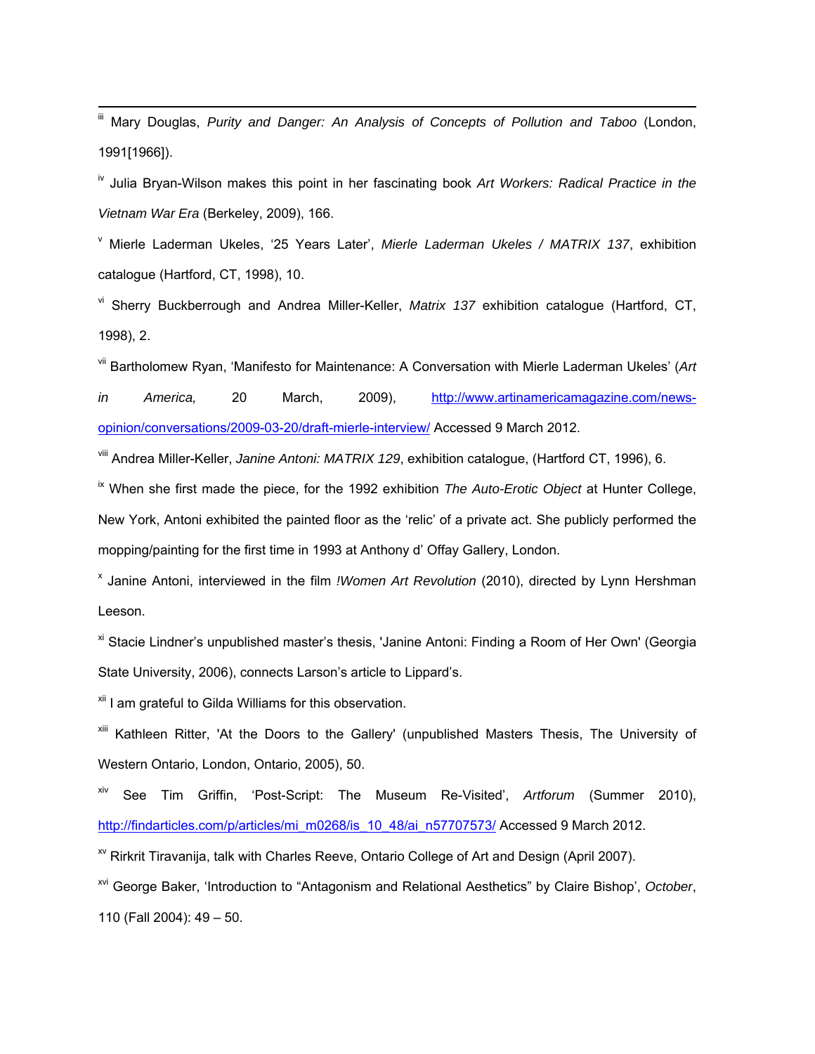[iii] Mary Douglas, *Purity and Danger: An Analysis of Concepts of Pollution and Taboo* (London, 1991[1966]).

[iv] Julia Bryan-Wilson makes this point in her fascinating book *Art Workers: Radical Practice in the Vietnam War Era* (Berkeley, 2009), 166.

[v] Mierle Laderman Ukeles, '25 Years Later', *Mierle Laderman Ukeles / MATRIX 137*, exhibition catalogue (Hartford, CT, 1998), 10.

[vi] Sherry Buckberrough and Andrea Miller-Keller, *Matrix 137* exhibition catalogue (Hartford, CT, 1998), 2.

[vii] Bartholomew Ryan, 'Manifesto for Maintenance: A Conversation with Mierle Laderman Ukeles' (*Art in America,* 20 March, 2009), http://www.artinamericamagazine.com/news-opinion/conversations/2009-03-20/draft-mierle-interview/ Accessed 9 March 2012.

[viii] Andrea Miller-Keller, *Janine Antoni: MATRIX 129*, exhibition catalogue, (Hartford CT, 1996), 6.

[ix] When she first made the piece, for the 1992 exhibition *The Auto-Erotic Object* at Hunter College, New York, Antoni exhibited the painted floor as the 'relic' of a private act. She publicly performed the mopping/painting for the first time in 1993 at Anthony d' Offay Gallery, London.

[x] Janine Antoni, interviewed in the film *!Women Art Revolution* (2010), directed by Lynn Hershman Leeson.

[xi] Stacie Lindner's unpublished master's thesis, 'Janine Antoni: Finding a Room of Her Own' (Georgia State University, 2006), connects Larson's article to Lippard's.

[xii] I am grateful to Gilda Williams for this observation.

[xiii] Kathleen Ritter, 'At the Doors to the Gallery' (unpublished Masters Thesis, The University of Western Ontario, London, Ontario, 2005), 50.

[xiv] See Tim Griffin, 'Post-Script: The Museum Re-Visited', *Artforum* (Summer 2010), http://findarticles.com/p/articles/mi_m0268/is_10_48/ai_n57707573/ Accessed 9 March 2012.

[xv] Rirkrit Tiravanija, talk with Charles Reeve, Ontario College of Art and Design (April 2007).

[xvi] George Baker, 'Introduction to "Antagonism and Relational Aesthetics" by Claire Bishop', *October*, 110 (Fall 2004): 49 – 50.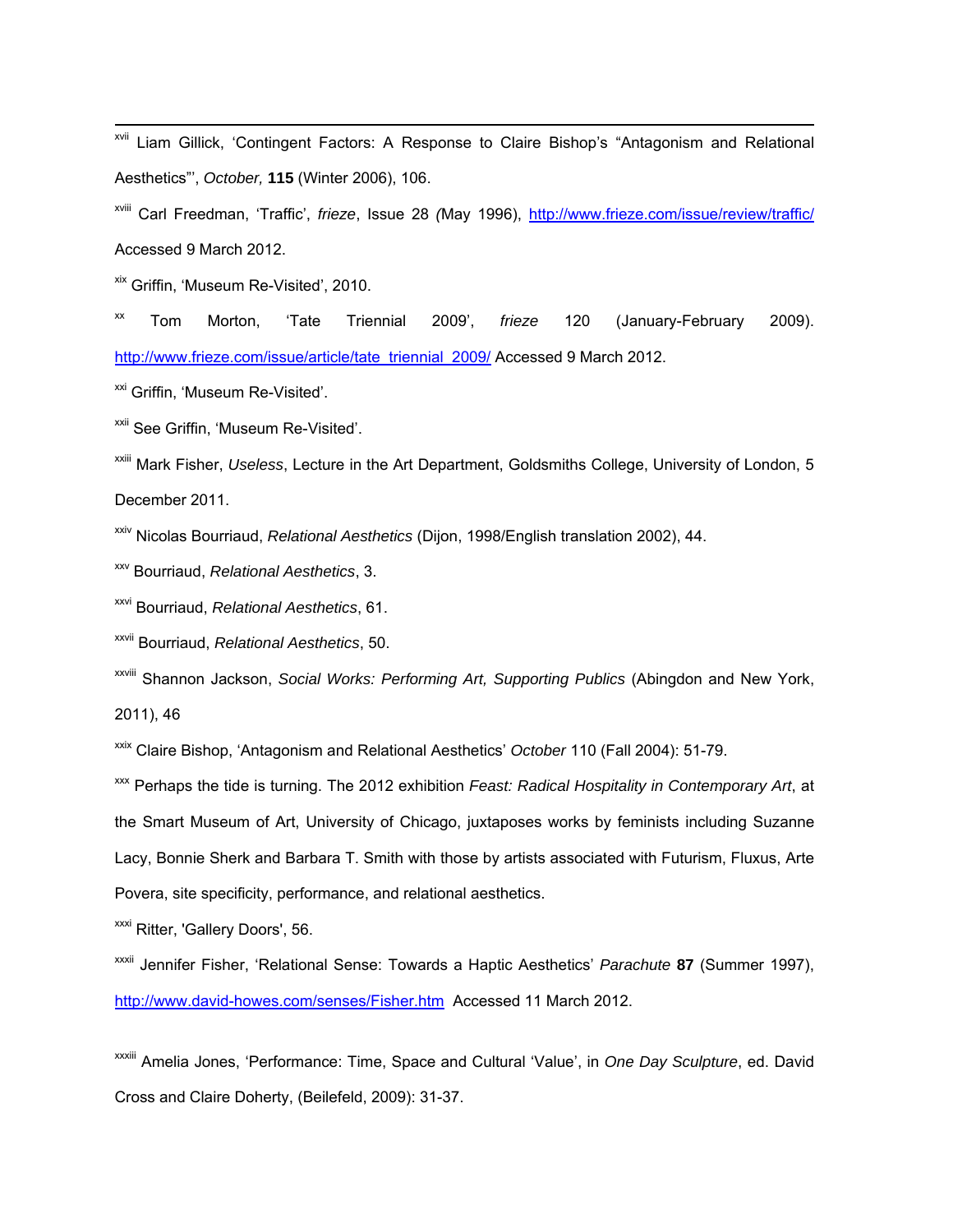[xvii] Liam Gillick, 'Contingent Factors: A Response to Claire Bishop's "Antagonism and Relational Aesthetics"', *October,* **115** (Winter 2006), 106.

[xviii] Carl Freedman, 'Traffic', *frieze*, Issue 28 *(*May 1996), http://www.frieze.com/issue/review/traffic/ Accessed 9 March 2012.

[xix] Griffin, 'Museum Re-Visited', 2010.

[xx] Tom Morton, 'Tate Triennial 2009', *frieze* 120 (January-February 2009). http://www.frieze.com/issue/article/tate_triennial_2009/ Accessed 9 March 2012.

[xxi] Griffin, 'Museum Re-Visited'.

[xxii] See Griffin, 'Museum Re-Visited'.

[xxiii] Mark Fisher, *Useless*, Lecture in the Art Department, Goldsmiths College, University of London, 5 December 2011.

[xxiv] Nicolas Bourriaud, *Relational Aesthetics* (Dijon, 1998/English translation 2002), 44.

[xxv] Bourriaud, *Relational Aesthetics*, 3.

[xxvi] Bourriaud, *Relational Aesthetics*, 61.

[xxvii] Bourriaud, *Relational Aesthetics*, 50.

[xxviii] Shannon Jackson, *Social Works: Performing Art, Supporting Publics* (Abingdon and New York, 2011), 46

[xxix] Claire Bishop, 'Antagonism and Relational Aesthetics' *October* 110 (Fall 2004): 51-79.

[xxx] Perhaps the tide is turning. The 2012 exhibition *Feast: Radical Hospitality in Contemporary Art*, at the Smart Museum of Art, University of Chicago, juxtaposes works by feminists including Suzanne Lacy, Bonnie Sherk and Barbara T. Smith with those by artists associated with Futurism, Fluxus, Arte Povera, site specificity, performance, and relational aesthetics.

[xxxi] Ritter, 'Gallery Doors', 56.

[xxxii] Jennifer Fisher, 'Relational Sense: Towards a Haptic Aesthetics' *Parachute* **87** (Summer 1997), http://www.david-howes.com/senses/Fisher.htm Accessed 11 March 2012.

[xxxiii] Amelia Jones, 'Performance: Time, Space and Cultural 'Value', in *One Day Sculpture*, ed. David Cross and Claire Doherty, (Beilefeld, 2009): 31-37.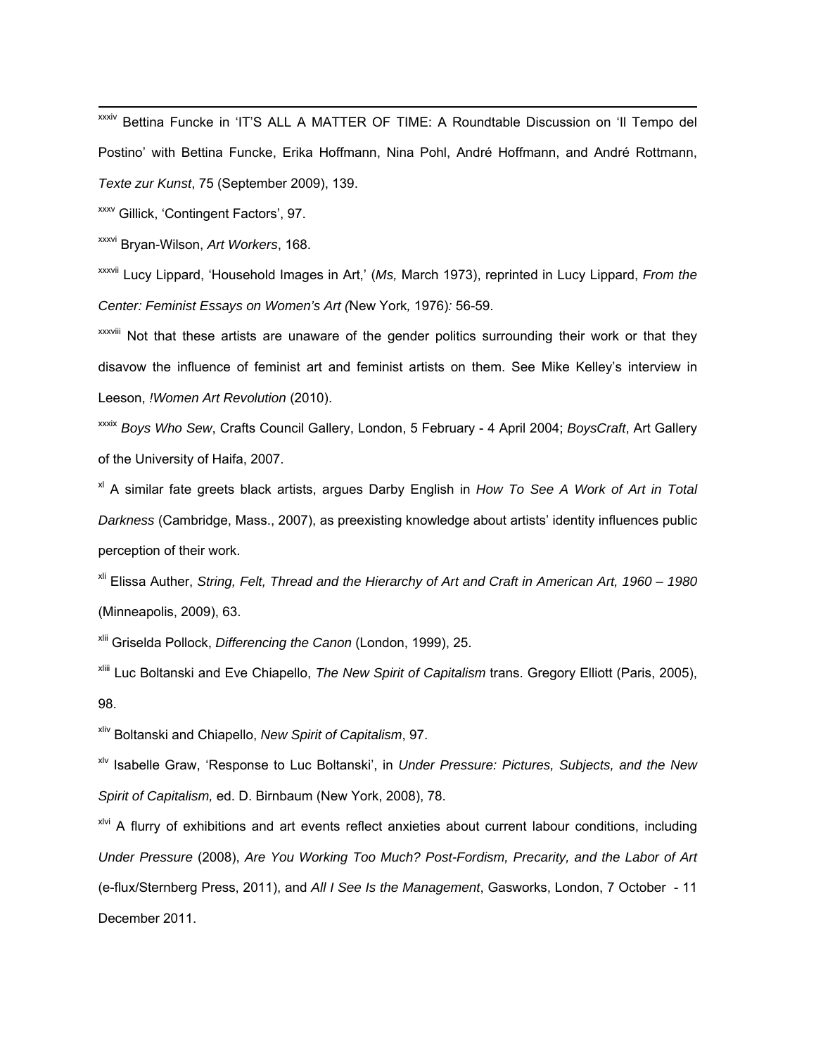[xxxiv] Bettina Funcke in 'IT'S ALL A MATTER OF TIME: A Roundtable Discussion on 'Il Tempo del Postino' with Bettina Funcke, Erika Hoffmann, Nina Pohl, André Hoffmann, and André Rottmann, *Texte zur Kunst*, 75 (September 2009), 139.

[xxxv] Gillick, 'Contingent Factors', 97.

[xxxvi] Bryan-Wilson, *Art Workers*, 168.

[xxxvii] Lucy Lippard, 'Household Images in Art,' (*Ms,* March 1973), reprinted in Lucy Lippard, *From the Center: Feminist Essays on Women's Art (*New York*,* 1976)*:* 56-59.

[xxxviii] Not that these artists are unaware of the gender politics surrounding their work or that they disavow the influence of feminist art and feminist artists on them. See Mike Kelley's interview in Leeson, *!Women Art Revolution* (2010).

[xxxix] *Boys Who Sew*, Crafts Council Gallery, London, 5 February - 4 April 2004; *BoysCraft*, Art Gallery of the University of Haifa, 2007.

[xl] A similar fate greets black artists, argues Darby English in *How To See A Work of Art in Total Darkness* (Cambridge, Mass., 2007), as preexisting knowledge about artists' identity influences public perception of their work.

[xli] Elissa Auther, *String, Felt, Thread and the Hierarchy of Art and Craft in American Art, 1960 – 1980* (Minneapolis, 2009), 63.

[xlii] Griselda Pollock, *Differencing the Canon* (London, 1999), 25.

[xliii] Luc Boltanski and Eve Chiapello, *The New Spirit of Capitalism* trans. Gregory Elliott (Paris, 2005), 98.

[xliv] Boltanski and Chiapello, *New Spirit of Capitalism*, 97.

[xlv] Isabelle Graw, 'Response to Luc Boltanski', in *Under Pressure: Pictures, Subjects, and the New Spirit of Capitalism,* ed. D. Birnbaum (New York, 2008), 78.

[xlvi] A flurry of exhibitions and art events reflect anxieties about current labour conditions, including *Under Pressure* (2008), *Are You Working Too Much? Post-Fordism, Precarity, and the Labor of Art* (e-flux/Sternberg Press, 2011), and *All I See Is the Management*, Gasworks, London, 7 October - 11 December 2011.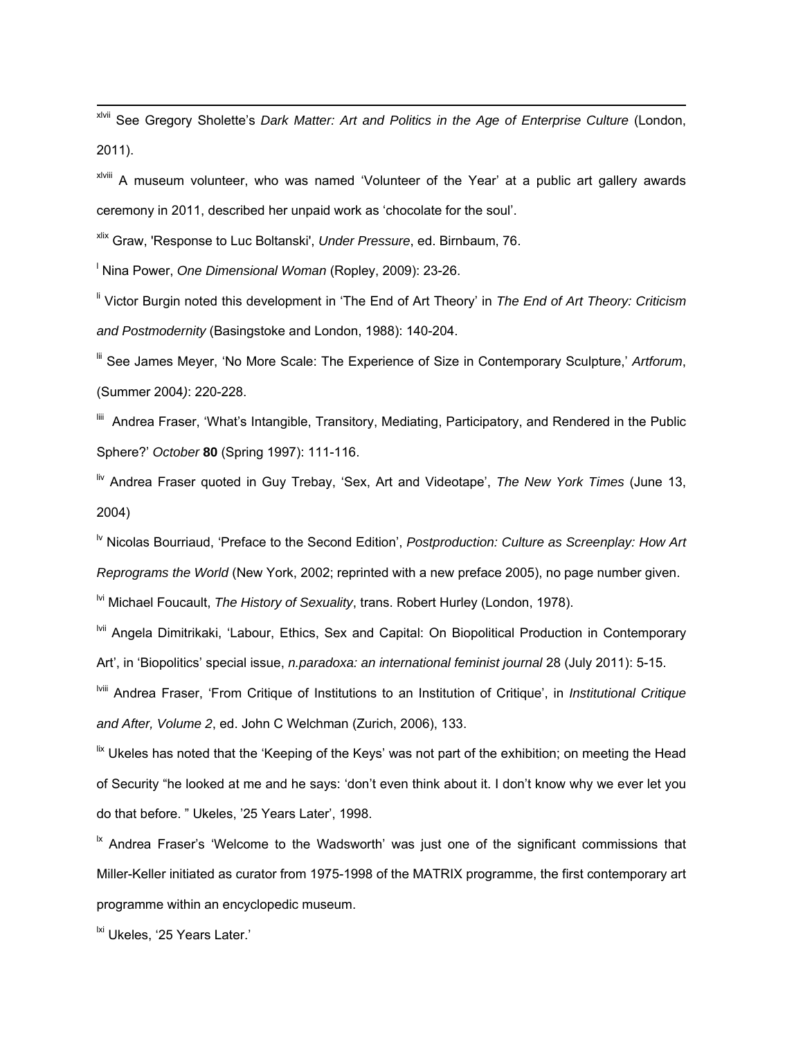[xlvii] See Gregory Sholette's *Dark Matter: Art and Politics in the Age of Enterprise Culture* (London, 2011).

[xlviii] A museum volunteer, who was named 'Volunteer of the Year' at a public art gallery awards ceremony in 2011, described her unpaid work as 'chocolate for the soul'.

[xlix] Graw, 'Response to Luc Boltanski', *Under Pressure*, ed. Birnbaum, 76.

[l] Nina Power, *One Dimensional Woman* (Ropley, 2009): 23-26.

[li] Victor Burgin noted this development in 'The End of Art Theory' in *The End of Art Theory: Criticism and Postmodernity* (Basingstoke and London, 1988): 140-204.

[lii] See James Meyer, 'No More Scale: The Experience of Size in Contemporary Sculpture,' *Artforum*, (Summer 2004*)*: 220-228.

[liii] Andrea Fraser, 'What's Intangible, Transitory, Mediating, Participatory, and Rendered in the Public Sphere?' *October* **80** (Spring 1997): 111-116.

[liv] Andrea Fraser quoted in Guy Trebay, 'Sex, Art and Videotape', *The New York Times* (June 13, 2004)

[lv] Nicolas Bourriaud, 'Preface to the Second Edition', *Postproduction: Culture as Screenplay: How Art Reprograms the World* (New York, 2002; reprinted with a new preface 2005), no page number given.

[lvi] Michael Foucault, *The History of Sexuality*, trans. Robert Hurley (London, 1978).

[lvii] Angela Dimitrikaki, 'Labour, Ethics, Sex and Capital: On Biopolitical Production in Contemporary Art', in 'Biopolitics' special issue, *n.paradoxa: an international feminist journal* 28 (July 2011): 5-15.

[lviii] Andrea Fraser, 'From Critique of Institutions to an Institution of Critique', in *Institutional Critique and After, Volume 2*, ed. John C Welchman (Zurich, 2006), 133.

[lix] Ukeles has noted that the 'Keeping of the Keys' was not part of the exhibition; on meeting the Head of Security "he looked at me and he says: 'don't even think about it. I don't know why we ever let you do that before. " Ukeles, '25 Years Later', 1998.

[lx] Andrea Fraser's 'Welcome to the Wadsworth' was just one of the significant commissions that Miller-Keller initiated as curator from 1975-1998 of the MATRIX programme, the first contemporary art programme within an encyclopedic museum.

[lxi] Ukeles, '25 Years Later.'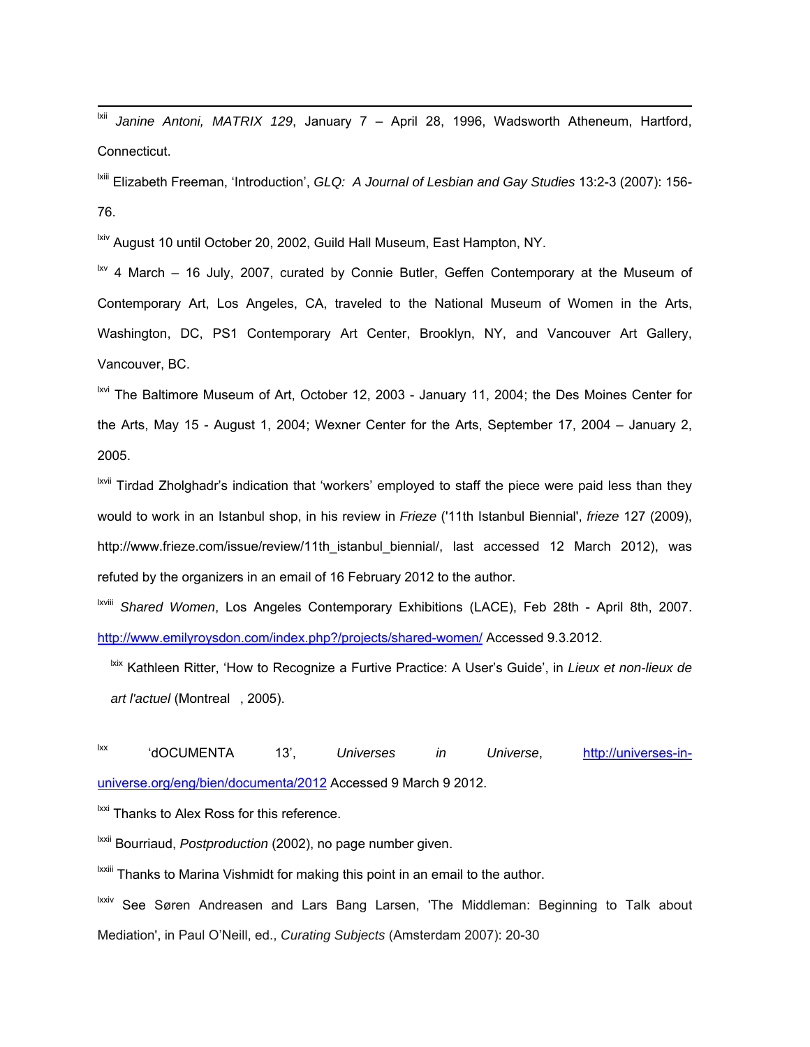[lxii] *Janine Antoni, MATRIX 129*, January 7 – April 28, 1996, Wadsworth Atheneum, Hartford, Connecticut.

[lxiii] Elizabeth Freeman, 'Introduction', *GLQ: A Journal of Lesbian and Gay Studies* 13:2-3 (2007): 156-76.

[lxiv] August 10 until October 20, 2002, Guild Hall Museum, East Hampton, NY.

[lxv] 4 March – 16 July, 2007, curated by Connie Butler, Geffen Contemporary at the Museum of Contemporary Art, Los Angeles, CA, traveled to the National Museum of Women in the Arts, Washington, DC, PS1 Contemporary Art Center, Brooklyn, NY, and Vancouver Art Gallery, Vancouver, BC.

[lxvi] The Baltimore Museum of Art, October 12, 2003 - January 11, 2004; the Des Moines Center for the Arts, May 15 - August 1, 2004; Wexner Center for the Arts, September 17, 2004 – January 2, 2005.

[lxvii] Tirdad Zholghadr's indication that 'workers' employed to staff the piece were paid less than they would to work in an Istanbul shop, in his review in *Frieze* ('11th Istanbul Biennial', *frieze* 127 (2009), http://www.frieze.com/issue/review/11th_istanbul_biennial/, last accessed 12 March 2012), was refuted by the organizers in an email of 16 February 2012 to the author.

[lxviii] *Shared Women*, Los Angeles Contemporary Exhibitions (LACE), Feb 28th - April 8th, 2007. http://www.emilyroysdon.com/index.php?/projects/shared-women/ Accessed 9.3.2012.

[lxix] Kathleen Ritter, 'How to Recognize a Furtive Practice: A User's Guide', in *Lieux et non-lieux de art l'actuel* (Montreal , 2005).

[lxx] 'dOCUMENTA 13', *Universes in Universe*, http://universes-in-universe.org/eng/bien/documenta/2012 Accessed 9 March 9 2012.

[lxxi] Thanks to Alex Ross for this reference.

[lxxii] Bourriaud, *Postproduction* (2002), no page number given.

[lxxiii] Thanks to Marina Vishmidt for making this point in an email to the author.

[lxxiv] See Søren Andreasen and Lars Bang Larsen, 'The Middleman: Beginning to Talk about Mediation', in Paul O'Neill, ed., *Curating Subjects* (Amsterdam 2007): 20-30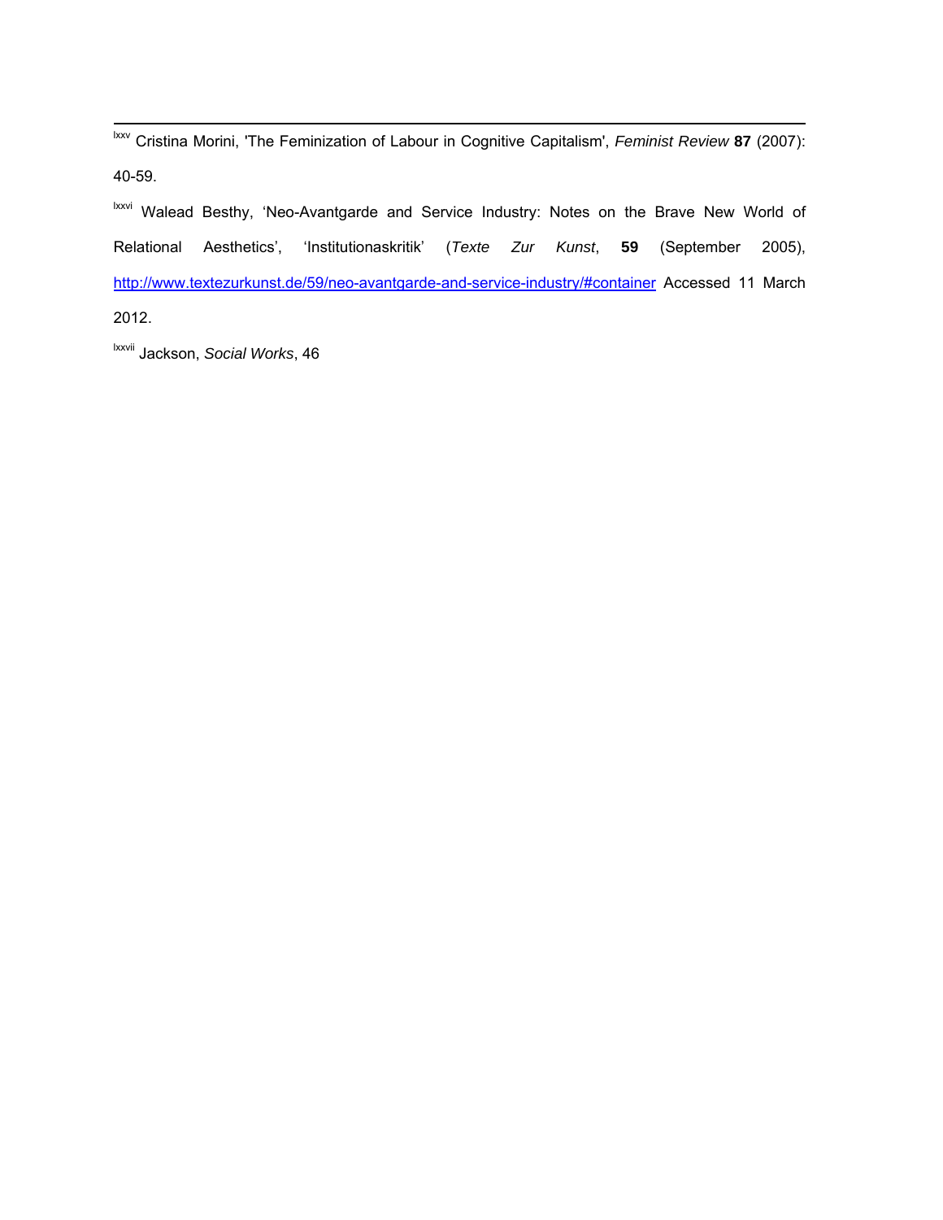---

[lxxv] Cristina Morini, 'The Feminization of Labour in Cognitive Capitalism', *Feminist Review* **87** (2007): 40-59.

[lxxvi] Walead Besthy, 'Neo-Avantgarde and Service Industry: Notes on the Brave New World of Relational Aesthetics', 'Institutionaskritik' (*Texte Zur Kunst*, **59** (September 2005), http://www.textezurkunst.de/59/neo-avantgarde-and-service-industry/#container Accessed 11 March 2012.

[lxxvii] Jackson, *Social Works*, 46